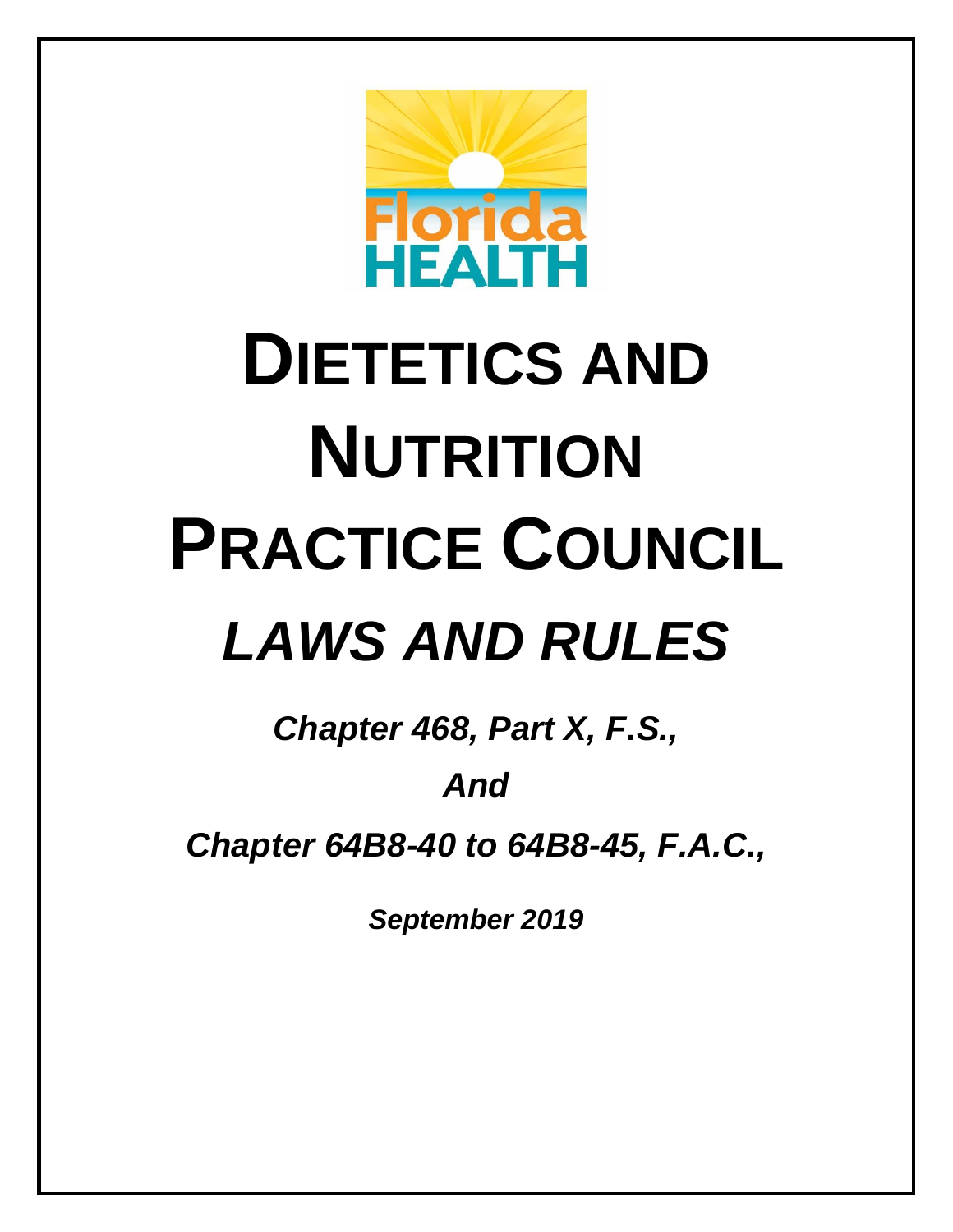Florida HEALTH

# DIETETICS AND NUTRITION PRACTICE COUNCIL

## *LAWS AND RULES*

***Chapter 468, Part X, F.S.,***

***And***

***Chapter 64B8-40 to 64B8-45, F.A.C.,***

***September 2019***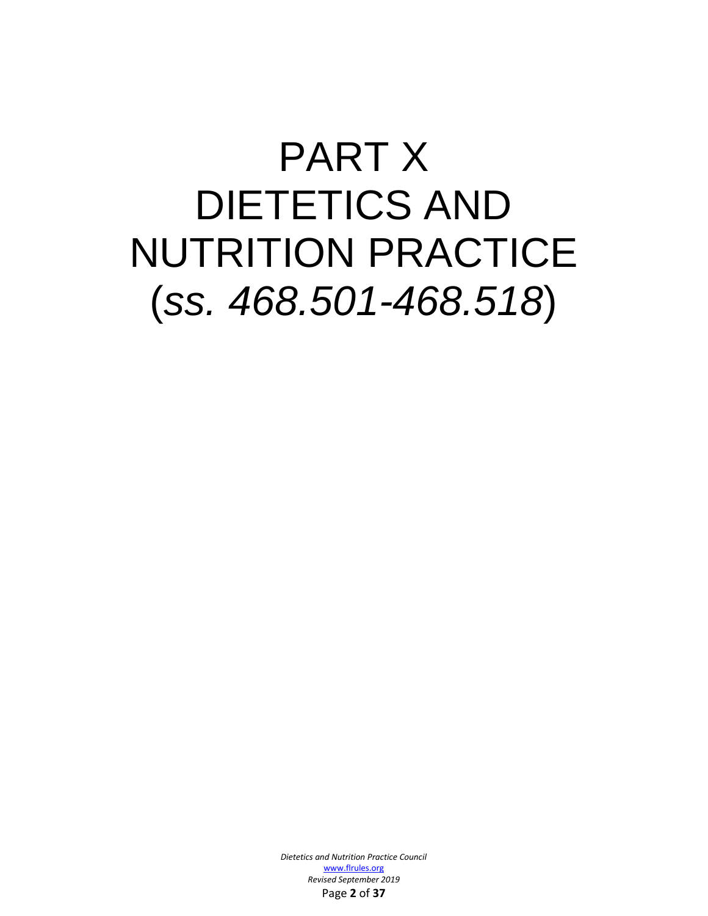# PART X
# DIETETICS AND NUTRITION PRACTICE
# (*ss. 468.501-468.518*)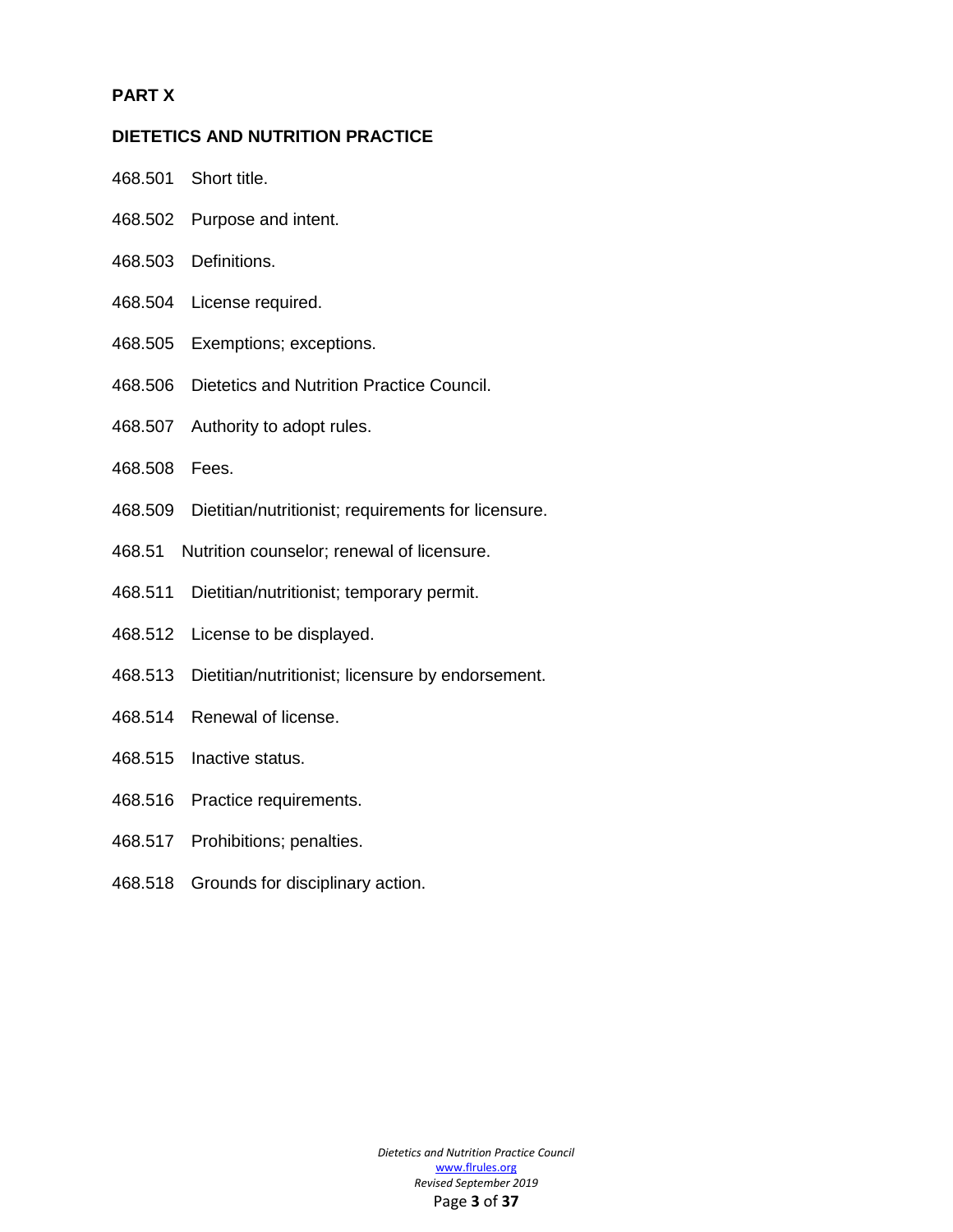**PART X**

**DIETETICS AND NUTRITION PRACTICE**

468.501 Short title.

468.502 Purpose and intent.

468.503 Definitions.

468.504 License required.

468.505 Exemptions; exceptions.

468.506 Dietetics and Nutrition Practice Council.

468.507 Authority to adopt rules.

468.508 Fees.

468.509 Dietitian/nutritionist; requirements for licensure.

468.51 Nutrition counselor; renewal of licensure.

468.511 Dietitian/nutritionist; temporary permit.

468.512 License to be displayed.

468.513 Dietitian/nutritionist; licensure by endorsement.

468.514 Renewal of license.

468.515 Inactive status.

468.516 Practice requirements.

468.517 Prohibitions; penalties.

468.518 Grounds for disciplinary action.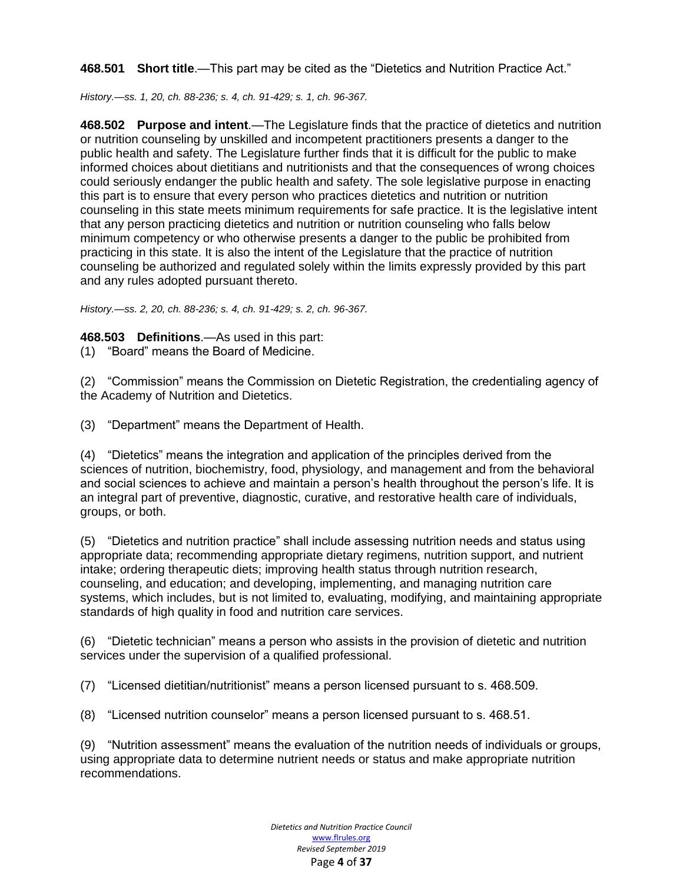**468.501 Short title**.—This part may be cited as the "Dietetics and Nutrition Practice Act."

*History.—ss. 1, 20, ch. 88-236; s. 4, ch. 91-429; s. 1, ch. 96-367.*

**468.502 Purpose and intent**.—The Legislature finds that the practice of dietetics and nutrition or nutrition counseling by unskilled and incompetent practitioners presents a danger to the public health and safety. The Legislature further finds that it is difficult for the public to make informed choices about dietitians and nutritionists and that the consequences of wrong choices could seriously endanger the public health and safety. The sole legislative purpose in enacting this part is to ensure that every person who practices dietetics and nutrition or nutrition counseling in this state meets minimum requirements for safe practice. It is the legislative intent that any person practicing dietetics and nutrition or nutrition counseling who falls below minimum competency or who otherwise presents a danger to the public be prohibited from practicing in this state. It is also the intent of the Legislature that the practice of nutrition counseling be authorized and regulated solely within the limits expressly provided by this part and any rules adopted pursuant thereto.

*History.—ss. 2, 20, ch. 88-236; s. 4, ch. 91-429; s. 2, ch. 96-367.*

**468.503 Definitions**.—As used in this part:

(1) "Board" means the Board of Medicine.

(2) "Commission" means the Commission on Dietetic Registration, the credentialing agency of the Academy of Nutrition and Dietetics.

(3) "Department" means the Department of Health.

(4) "Dietetics" means the integration and application of the principles derived from the sciences of nutrition, biochemistry, food, physiology, and management and from the behavioral and social sciences to achieve and maintain a person's health throughout the person's life. It is an integral part of preventive, diagnostic, curative, and restorative health care of individuals, groups, or both.

(5) "Dietetics and nutrition practice" shall include assessing nutrition needs and status using appropriate data; recommending appropriate dietary regimens, nutrition support, and nutrient intake; ordering therapeutic diets; improving health status through nutrition research, counseling, and education; and developing, implementing, and managing nutrition care systems, which includes, but is not limited to, evaluating, modifying, and maintaining appropriate standards of high quality in food and nutrition care services.

(6) "Dietetic technician" means a person who assists in the provision of dietetic and nutrition services under the supervision of a qualified professional.

(7) "Licensed dietitian/nutritionist" means a person licensed pursuant to s. 468.509.

(8) "Licensed nutrition counselor" means a person licensed pursuant to s. 468.51.

(9) "Nutrition assessment" means the evaluation of the nutrition needs of individuals or groups, using appropriate data to determine nutrient needs or status and make appropriate nutrition recommendations.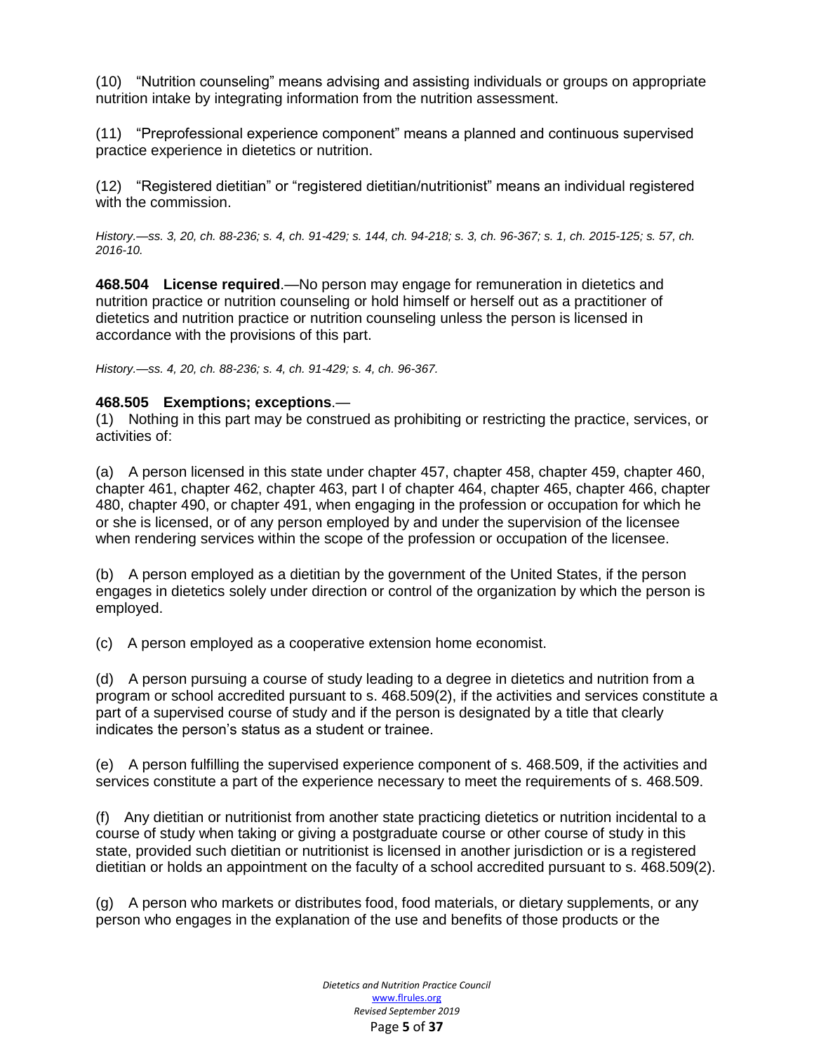(10) "Nutrition counseling" means advising and assisting individuals or groups on appropriate nutrition intake by integrating information from the nutrition assessment.

(11) "Preprofessional experience component" means a planned and continuous supervised practice experience in dietetics or nutrition.

(12) "Registered dietitian" or "registered dietitian/nutritionist" means an individual registered with the commission.

*History.—ss. 3, 20, ch. 88-236; s. 4, ch. 91-429; s. 144, ch. 94-218; s. 3, ch. 96-367; s. 1, ch. 2015-125; s. 57, ch. 2016-10.*

**468.504 License required**.—No person may engage for remuneration in dietetics and nutrition practice or nutrition counseling or hold himself or herself out as a practitioner of dietetics and nutrition practice or nutrition counseling unless the person is licensed in accordance with the provisions of this part.

*History.—ss. 4, 20, ch. 88-236; s. 4, ch. 91-429; s. 4, ch. 96-367.*

**468.505 Exemptions; exceptions**.—
(1) Nothing in this part may be construed as prohibiting or restricting the practice, services, or activities of:

(a) A person licensed in this state under chapter 457, chapter 458, chapter 459, chapter 460, chapter 461, chapter 462, chapter 463, part I of chapter 464, chapter 465, chapter 466, chapter 480, chapter 490, or chapter 491, when engaging in the profession or occupation for which he or she is licensed, or of any person employed by and under the supervision of the licensee when rendering services within the scope of the profession or occupation of the licensee.

(b) A person employed as a dietitian by the government of the United States, if the person engages in dietetics solely under direction or control of the organization by which the person is employed.

(c) A person employed as a cooperative extension home economist.

(d) A person pursuing a course of study leading to a degree in dietetics and nutrition from a program or school accredited pursuant to s. 468.509(2), if the activities and services constitute a part of a supervised course of study and if the person is designated by a title that clearly indicates the person's status as a student or trainee.

(e) A person fulfilling the supervised experience component of s. 468.509, if the activities and services constitute a part of the experience necessary to meet the requirements of s. 468.509.

(f) Any dietitian or nutritionist from another state practicing dietetics or nutrition incidental to a course of study when taking or giving a postgraduate course or other course of study in this state, provided such dietitian or nutritionist is licensed in another jurisdiction or is a registered dietitian or holds an appointment on the faculty of a school accredited pursuant to s. 468.509(2).

(g) A person who markets or distributes food, food materials, or dietary supplements, or any person who engages in the explanation of the use and benefits of those products or the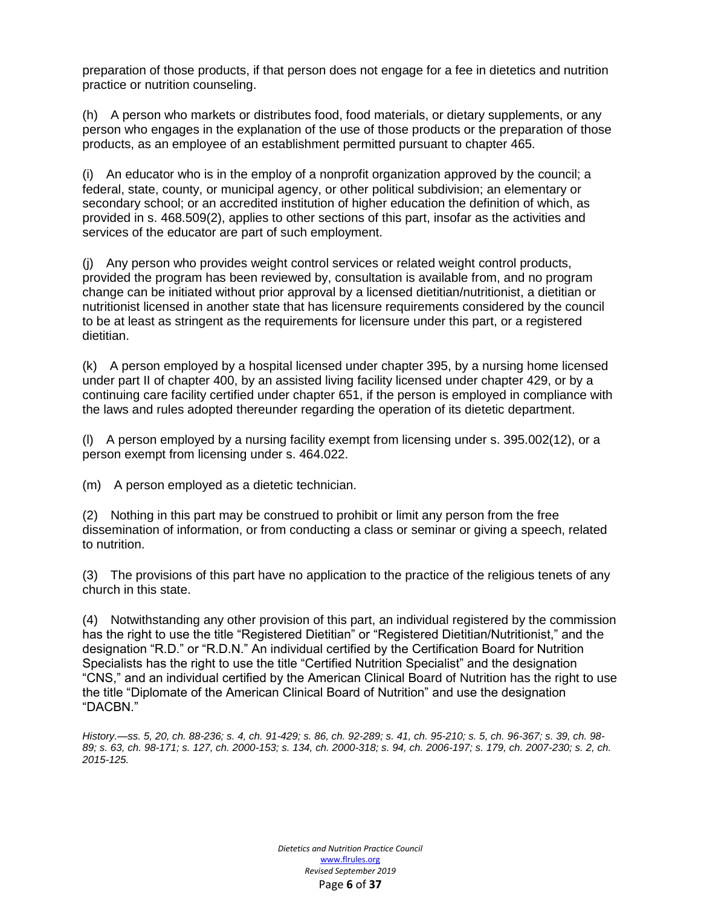preparation of those products, if that person does not engage for a fee in dietetics and nutrition practice or nutrition counseling.

(h) A person who markets or distributes food, food materials, or dietary supplements, or any person who engages in the explanation of the use of those products or the preparation of those products, as an employee of an establishment permitted pursuant to chapter 465.

(i) An educator who is in the employ of a nonprofit organization approved by the council; a federal, state, county, or municipal agency, or other political subdivision; an elementary or secondary school; or an accredited institution of higher education the definition of which, as provided in s. 468.509(2), applies to other sections of this part, insofar as the activities and services of the educator are part of such employment.

(j) Any person who provides weight control services or related weight control products, provided the program has been reviewed by, consultation is available from, and no program change can be initiated without prior approval by a licensed dietitian/nutritionist, a dietitian or nutritionist licensed in another state that has licensure requirements considered by the council to be at least as stringent as the requirements for licensure under this part, or a registered dietitian.

(k) A person employed by a hospital licensed under chapter 395, by a nursing home licensed under part II of chapter 400, by an assisted living facility licensed under chapter 429, or by a continuing care facility certified under chapter 651, if the person is employed in compliance with the laws and rules adopted thereunder regarding the operation of its dietetic department.

(l) A person employed by a nursing facility exempt from licensing under s. 395.002(12), or a person exempt from licensing under s. 464.022.

(m) A person employed as a dietetic technician.

(2) Nothing in this part may be construed to prohibit or limit any person from the free dissemination of information, or from conducting a class or seminar or giving a speech, related to nutrition.

(3) The provisions of this part have no application to the practice of the religious tenets of any church in this state.

(4) Notwithstanding any other provision of this part, an individual registered by the commission has the right to use the title "Registered Dietitian" or "Registered Dietitian/Nutritionist," and the designation "R.D." or "R.D.N." An individual certified by the Certification Board for Nutrition Specialists has the right to use the title "Certified Nutrition Specialist" and the designation "CNS," and an individual certified by the American Clinical Board of Nutrition has the right to use the title "Diplomate of the American Clinical Board of Nutrition" and use the designation "DACBN."

*History.—ss. 5, 20, ch. 88-236; s. 4, ch. 91-429; s. 86, ch. 92-289; s. 41, ch. 95-210; s. 5, ch. 96-367; s. 39, ch. 98-89; s. 63, ch. 98-171; s. 127, ch. 2000-153; s. 134, ch. 2000-318; s. 94, ch. 2006-197; s. 179, ch. 2007-230; s. 2, ch. 2015-125.*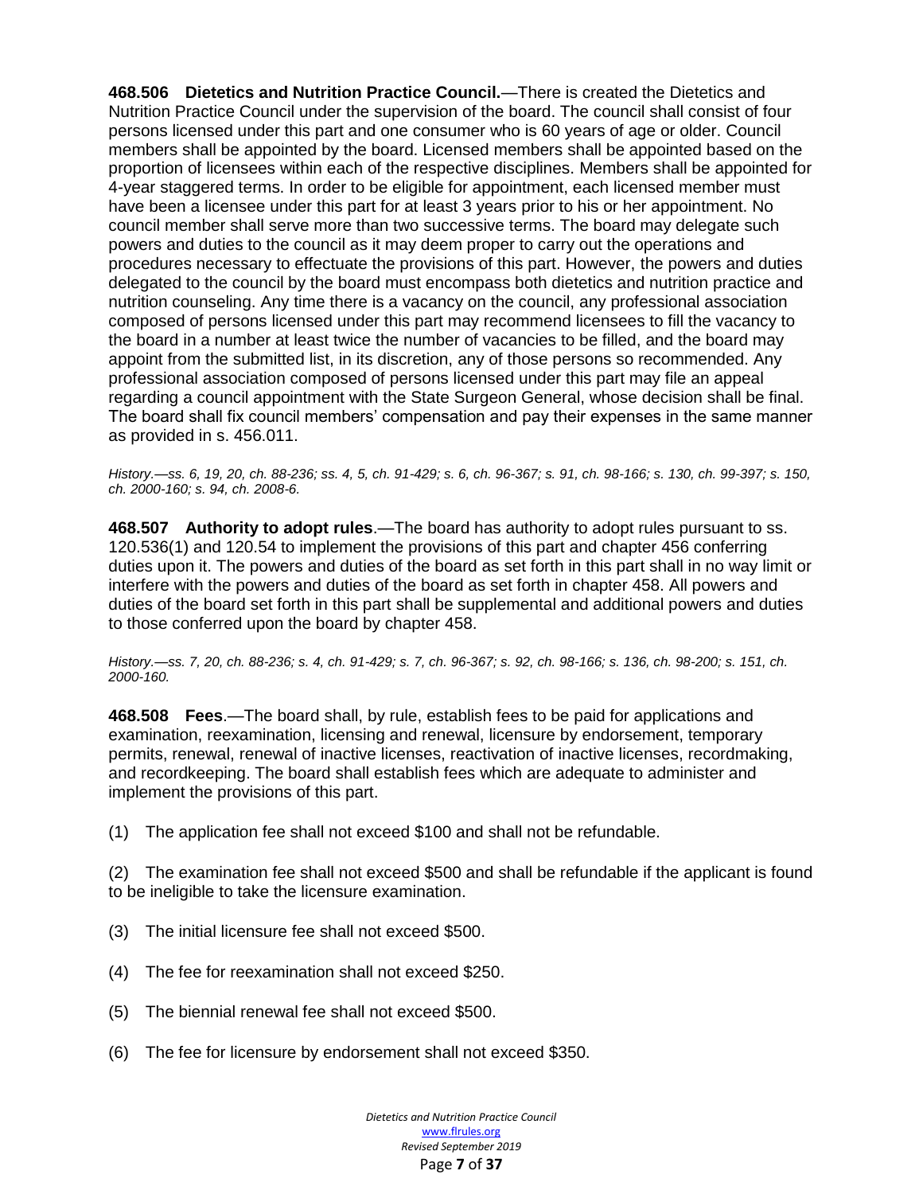**468.506 Dietetics and Nutrition Practice Council.**—There is created the Dietetics and Nutrition Practice Council under the supervision of the board. The council shall consist of four persons licensed under this part and one consumer who is 60 years of age or older. Council members shall be appointed by the board. Licensed members shall be appointed based on the proportion of licensees within each of the respective disciplines. Members shall be appointed for 4-year staggered terms. In order to be eligible for appointment, each licensed member must have been a licensee under this part for at least 3 years prior to his or her appointment. No council member shall serve more than two successive terms. The board may delegate such powers and duties to the council as it may deem proper to carry out the operations and procedures necessary to effectuate the provisions of this part. However, the powers and duties delegated to the council by the board must encompass both dietetics and nutrition practice and nutrition counseling. Any time there is a vacancy on the council, any professional association composed of persons licensed under this part may recommend licensees to fill the vacancy to the board in a number at least twice the number of vacancies to be filled, and the board may appoint from the submitted list, in its discretion, any of those persons so recommended. Any professional association composed of persons licensed under this part may file an appeal regarding a council appointment with the State Surgeon General, whose decision shall be final. The board shall fix council members' compensation and pay their expenses in the same manner as provided in s. 456.011.

*History.—ss. 6, 19, 20, ch. 88-236; ss. 4, 5, ch. 91-429; s. 6, ch. 96-367; s. 91, ch. 98-166; s. 130, ch. 99-397; s. 150, ch. 2000-160; s. 94, ch. 2008-6.*

**468.507 Authority to adopt rules**.—The board has authority to adopt rules pursuant to ss. 120.536(1) and 120.54 to implement the provisions of this part and chapter 456 conferring duties upon it. The powers and duties of the board as set forth in this part shall in no way limit or interfere with the powers and duties of the board as set forth in chapter 458. All powers and duties of the board set forth in this part shall be supplemental and additional powers and duties to those conferred upon the board by chapter 458.

*History.—ss. 7, 20, ch. 88-236; s. 4, ch. 91-429; s. 7, ch. 96-367; s. 92, ch. 98-166; s. 136, ch. 98-200; s. 151, ch. 2000-160.*

**468.508 Fees**.—The board shall, by rule, establish fees to be paid for applications and examination, reexamination, licensing and renewal, licensure by endorsement, temporary permits, renewal, renewal of inactive licenses, reactivation of inactive licenses, recordmaking, and recordkeeping. The board shall establish fees which are adequate to administer and implement the provisions of this part.

(1) The application fee shall not exceed $100 and shall not be refundable.

(2) The examination fee shall not exceed $500 and shall be refundable if the applicant is found to be ineligible to take the licensure examination.

(3) The initial licensure fee shall not exceed $500.

(4) The fee for reexamination shall not exceed $250.

(5) The biennial renewal fee shall not exceed $500.

(6) The fee for licensure by endorsement shall not exceed $350.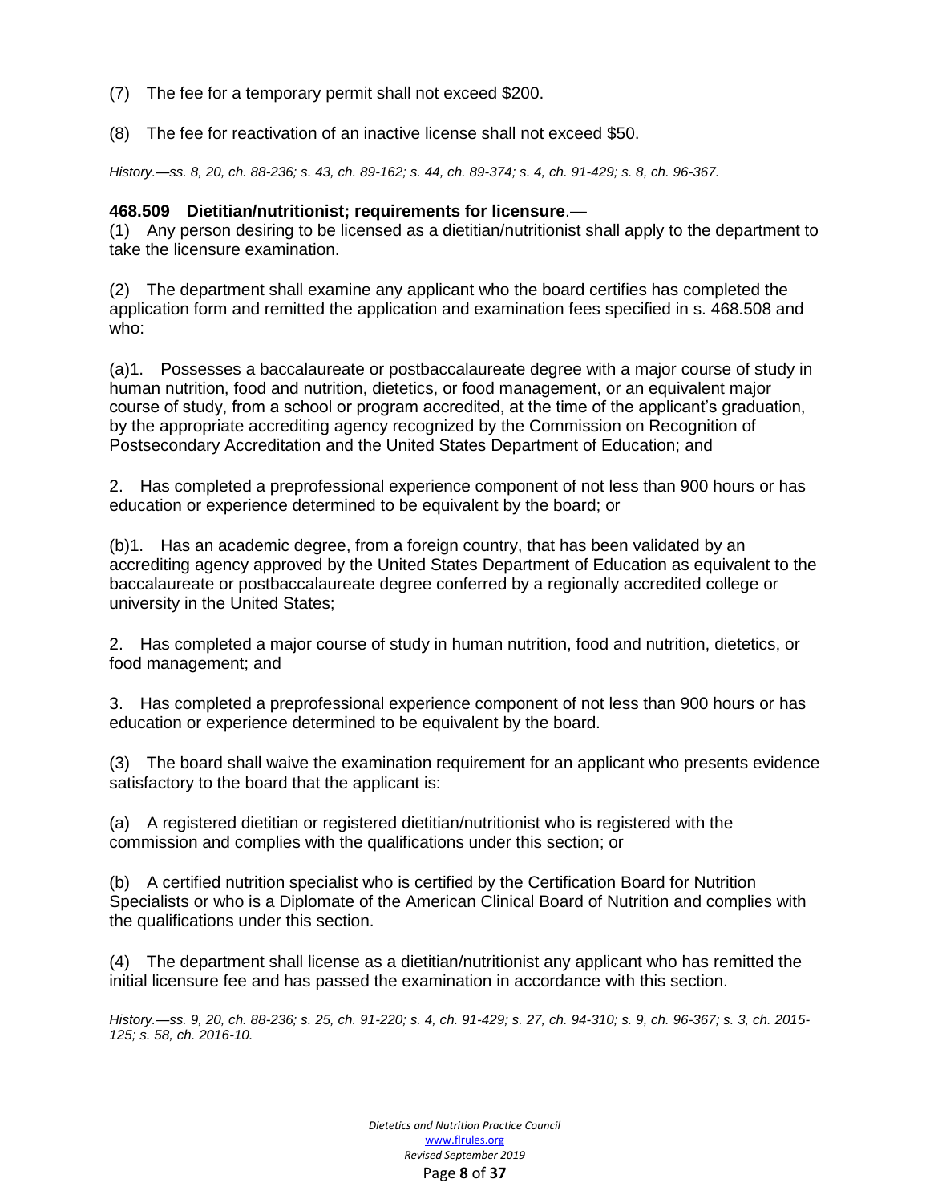(7) The fee for a temporary permit shall not exceed $200.

(8) The fee for reactivation of an inactive license shall not exceed $50.

*History.—ss. 8, 20, ch. 88-236; s. 43, ch. 89-162; s. 44, ch. 89-374; s. 4, ch. 91-429; s. 8, ch. 96-367.*

**468.509 Dietitian/nutritionist; requirements for licensure**.—

(1) Any person desiring to be licensed as a dietitian/nutritionist shall apply to the department to take the licensure examination.

(2) The department shall examine any applicant who the board certifies has completed the application form and remitted the application and examination fees specified in s. 468.508 and who:

(a)1. Possesses a baccalaureate or postbaccalaureate degree with a major course of study in human nutrition, food and nutrition, dietetics, or food management, or an equivalent major course of study, from a school or program accredited, at the time of the applicant's graduation, by the appropriate accrediting agency recognized by the Commission on Recognition of Postsecondary Accreditation and the United States Department of Education; and

2. Has completed a preprofessional experience component of not less than 900 hours or has education or experience determined to be equivalent by the board; or

(b)1. Has an academic degree, from a foreign country, that has been validated by an accrediting agency approved by the United States Department of Education as equivalent to the baccalaureate or postbaccalaureate degree conferred by a regionally accredited college or university in the United States;

2. Has completed a major course of study in human nutrition, food and nutrition, dietetics, or food management; and

3. Has completed a preprofessional experience component of not less than 900 hours or has education or experience determined to be equivalent by the board.

(3) The board shall waive the examination requirement for an applicant who presents evidence satisfactory to the board that the applicant is:

(a) A registered dietitian or registered dietitian/nutritionist who is registered with the commission and complies with the qualifications under this section; or

(b) A certified nutrition specialist who is certified by the Certification Board for Nutrition Specialists or who is a Diplomate of the American Clinical Board of Nutrition and complies with the qualifications under this section.

(4) The department shall license as a dietitian/nutritionist any applicant who has remitted the initial licensure fee and has passed the examination in accordance with this section.

*History.—ss. 9, 20, ch. 88-236; s. 25, ch. 91-220; s. 4, ch. 91-429; s. 27, ch. 94-310; s. 9, ch. 96-367; s. 3, ch. 2015-125; s. 58, ch. 2016-10.*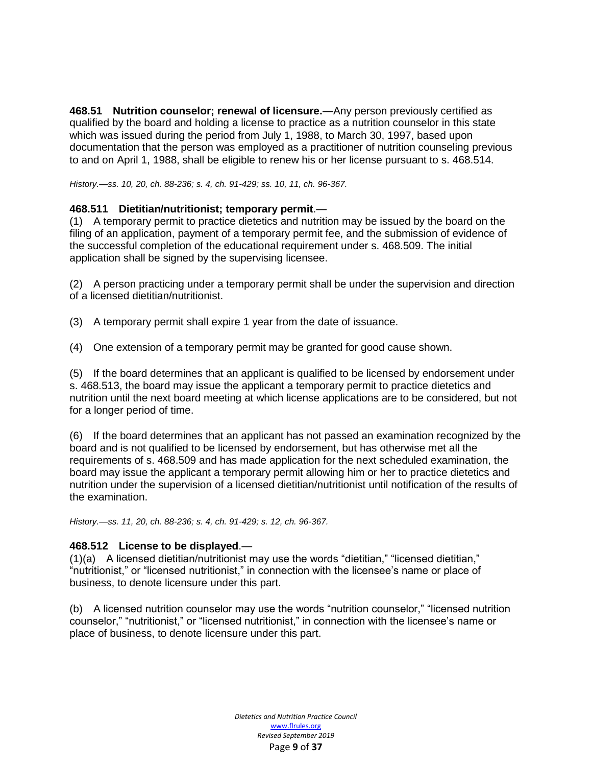**468.51 Nutrition counselor; renewal of licensure.**—Any person previously certified as qualified by the board and holding a license to practice as a nutrition counselor in this state which was issued during the period from July 1, 1988, to March 30, 1997, based upon documentation that the person was employed as a practitioner of nutrition counseling previous to and on April 1, 1988, shall be eligible to renew his or her license pursuant to s. 468.514.

*History.—ss. 10, 20, ch. 88-236; s. 4, ch. 91-429; ss. 10, 11, ch. 96-367.*

**468.511 Dietitian/nutritionist; temporary permit**.—

(1) A temporary permit to practice dietetics and nutrition may be issued by the board on the filing of an application, payment of a temporary permit fee, and the submission of evidence of the successful completion of the educational requirement under s. 468.509. The initial application shall be signed by the supervising licensee.

(2) A person practicing under a temporary permit shall be under the supervision and direction of a licensed dietitian/nutritionist.

(3) A temporary permit shall expire 1 year from the date of issuance.

(4) One extension of a temporary permit may be granted for good cause shown.

(5) If the board determines that an applicant is qualified to be licensed by endorsement under s. 468.513, the board may issue the applicant a temporary permit to practice dietetics and nutrition until the next board meeting at which license applications are to be considered, but not for a longer period of time.

(6) If the board determines that an applicant has not passed an examination recognized by the board and is not qualified to be licensed by endorsement, but has otherwise met all the requirements of s. 468.509 and has made application for the next scheduled examination, the board may issue the applicant a temporary permit allowing him or her to practice dietetics and nutrition under the supervision of a licensed dietitian/nutritionist until notification of the results of the examination.

*History.—ss. 11, 20, ch. 88-236; s. 4, ch. 91-429; s. 12, ch. 96-367.*

**468.512 License to be displayed**.—

(1)(a) A licensed dietitian/nutritionist may use the words "dietitian," "licensed dietitian," "nutritionist," or "licensed nutritionist," in connection with the licensee's name or place of business, to denote licensure under this part.

(b) A licensed nutrition counselor may use the words "nutrition counselor," "licensed nutrition counselor," "nutritionist," or "licensed nutritionist," in connection with the licensee's name or place of business, to denote licensure under this part.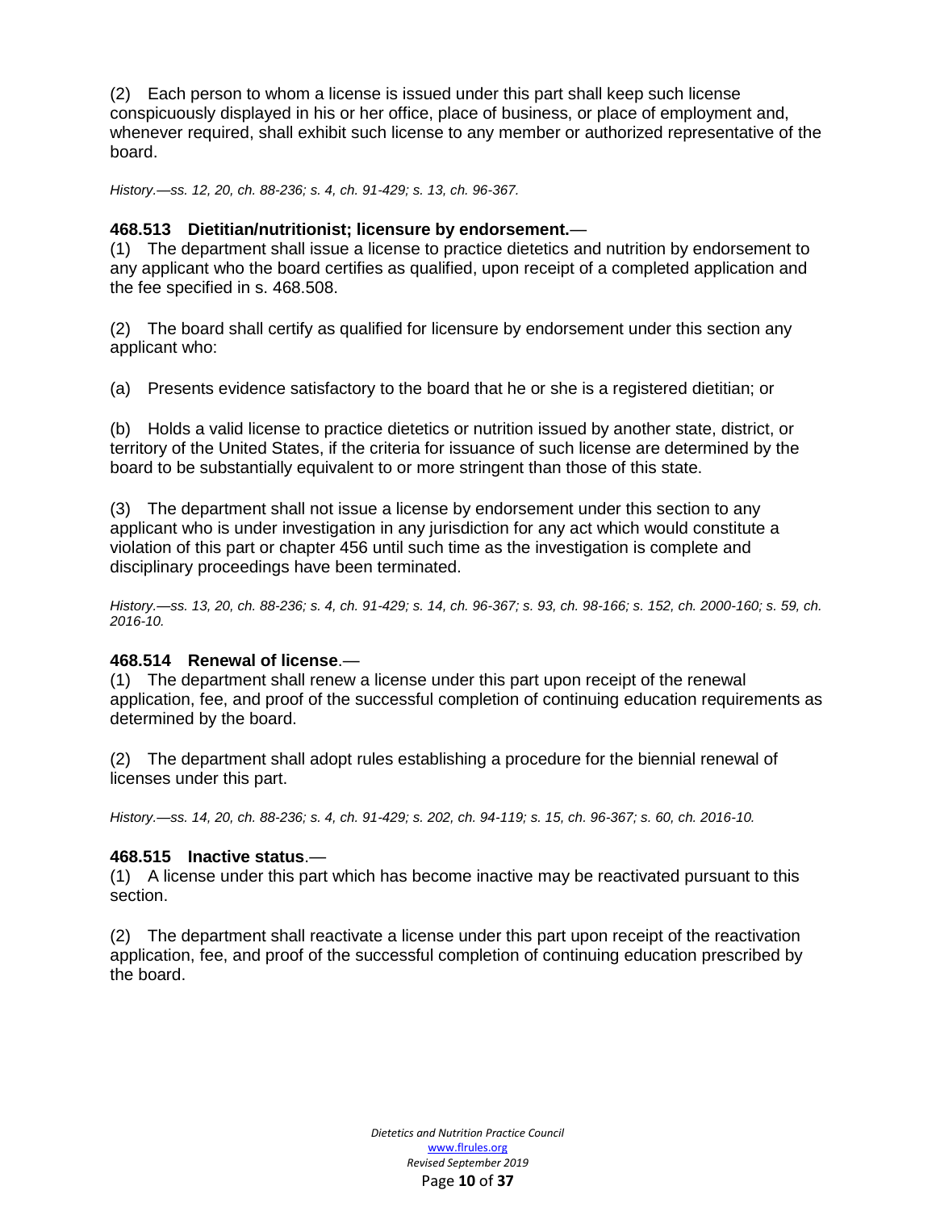(2) Each person to whom a license is issued under this part shall keep such license conspicuously displayed in his or her office, place of business, or place of employment and, whenever required, shall exhibit such license to any member or authorized representative of the board.

*History.—ss. 12, 20, ch. 88-236; s. 4, ch. 91-429; s. 13, ch. 96-367.*

**468.513 Dietitian/nutritionist; licensure by endorsement.**—

(1) The department shall issue a license to practice dietetics and nutrition by endorsement to any applicant who the board certifies as qualified, upon receipt of a completed application and the fee specified in s. 468.508.

(2) The board shall certify as qualified for licensure by endorsement under this section any applicant who:

(a) Presents evidence satisfactory to the board that he or she is a registered dietitian; or

(b) Holds a valid license to practice dietetics or nutrition issued by another state, district, or territory of the United States, if the criteria for issuance of such license are determined by the board to be substantially equivalent to or more stringent than those of this state.

(3) The department shall not issue a license by endorsement under this section to any applicant who is under investigation in any jurisdiction for any act which would constitute a violation of this part or chapter 456 until such time as the investigation is complete and disciplinary proceedings have been terminated.

*History.—ss. 13, 20, ch. 88-236; s. 4, ch. 91-429; s. 14, ch. 96-367; s. 93, ch. 98-166; s. 152, ch. 2000-160; s. 59, ch. 2016-10.*

**468.514 Renewal of license**.—

(1) The department shall renew a license under this part upon receipt of the renewal application, fee, and proof of the successful completion of continuing education requirements as determined by the board.

(2) The department shall adopt rules establishing a procedure for the biennial renewal of licenses under this part.

*History.—ss. 14, 20, ch. 88-236; s. 4, ch. 91-429; s. 202, ch. 94-119; s. 15, ch. 96-367; s. 60, ch. 2016-10.*

**468.515 Inactive status**.—

(1) A license under this part which has become inactive may be reactivated pursuant to this section.

(2) The department shall reactivate a license under this part upon receipt of the reactivation application, fee, and proof of the successful completion of continuing education prescribed by the board.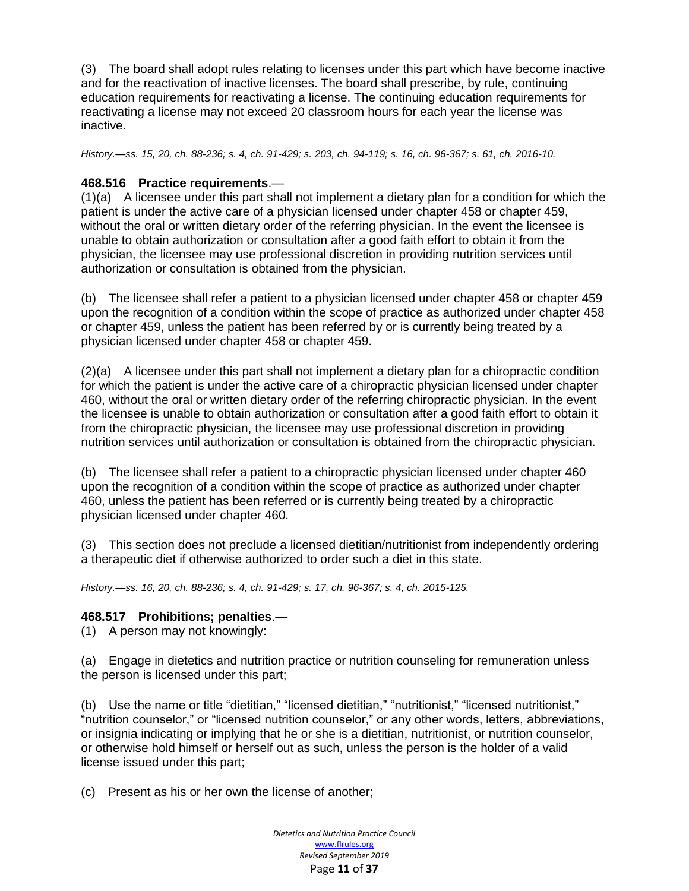(3) The board shall adopt rules relating to licenses under this part which have become inactive and for the reactivation of inactive licenses. The board shall prescribe, by rule, continuing education requirements for reactivating a license. The continuing education requirements for reactivating a license may not exceed 20 classroom hours for each year the license was inactive.

*History.—ss. 15, 20, ch. 88-236; s. 4, ch. 91-429; s. 203, ch. 94-119; s. 16, ch. 96-367; s. 61, ch. 2016-10.*

**468.516 Practice requirements**.—

(1)(a) A licensee under this part shall not implement a dietary plan for a condition for which the patient is under the active care of a physician licensed under chapter 458 or chapter 459, without the oral or written dietary order of the referring physician. In the event the licensee is unable to obtain authorization or consultation after a good faith effort to obtain it from the physician, the licensee may use professional discretion in providing nutrition services until authorization or consultation is obtained from the physician.

(b) The licensee shall refer a patient to a physician licensed under chapter 458 or chapter 459 upon the recognition of a condition within the scope of practice as authorized under chapter 458 or chapter 459, unless the patient has been referred by or is currently being treated by a physician licensed under chapter 458 or chapter 459.

(2)(a) A licensee under this part shall not implement a dietary plan for a chiropractic condition for which the patient is under the active care of a chiropractic physician licensed under chapter 460, without the oral or written dietary order of the referring chiropractic physician. In the event the licensee is unable to obtain authorization or consultation after a good faith effort to obtain it from the chiropractic physician, the licensee may use professional discretion in providing nutrition services until authorization or consultation is obtained from the chiropractic physician.

(b) The licensee shall refer a patient to a chiropractic physician licensed under chapter 460 upon the recognition of a condition within the scope of practice as authorized under chapter 460, unless the patient has been referred or is currently being treated by a chiropractic physician licensed under chapter 460.

(3) This section does not preclude a licensed dietitian/nutritionist from independently ordering a therapeutic diet if otherwise authorized to order such a diet in this state.

*History.—ss. 16, 20, ch. 88-236; s. 4, ch. 91-429; s. 17, ch. 96-367; s. 4, ch. 2015-125.*

**468.517 Prohibitions; penalties**.—

(1) A person may not knowingly:

(a) Engage in dietetics and nutrition practice or nutrition counseling for remuneration unless the person is licensed under this part;

(b) Use the name or title "dietitian," "licensed dietitian," "nutritionist," "licensed nutritionist," "nutrition counselor," or "licensed nutrition counselor," or any other words, letters, abbreviations, or insignia indicating or implying that he or she is a dietitian, nutritionist, or nutrition counselor, or otherwise hold himself or herself out as such, unless the person is the holder of a valid license issued under this part;

(c) Present as his or her own the license of another;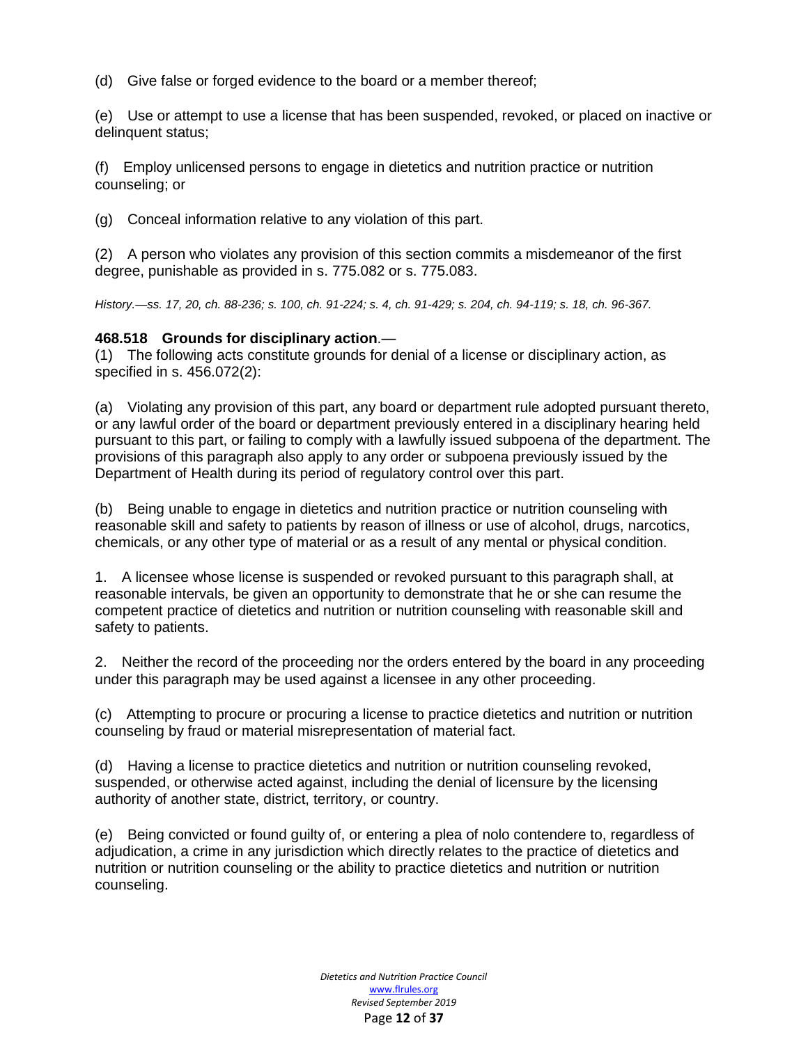(d) Give false or forged evidence to the board or a member thereof;

(e) Use or attempt to use a license that has been suspended, revoked, or placed on inactive or delinquent status;

(f) Employ unlicensed persons to engage in dietetics and nutrition practice or nutrition counseling; or

(g) Conceal information relative to any violation of this part.

(2) A person who violates any provision of this section commits a misdemeanor of the first degree, punishable as provided in s. 775.082 or s. 775.083.

*History.—ss. 17, 20, ch. 88-236; s. 100, ch. 91-224; s. 4, ch. 91-429; s. 204, ch. 94-119; s. 18, ch. 96-367.*

**468.518 Grounds for disciplinary action**.—

(1) The following acts constitute grounds for denial of a license or disciplinary action, as specified in s. 456.072(2):

(a) Violating any provision of this part, any board or department rule adopted pursuant thereto, or any lawful order of the board or department previously entered in a disciplinary hearing held pursuant to this part, or failing to comply with a lawfully issued subpoena of the department. The provisions of this paragraph also apply to any order or subpoena previously issued by the Department of Health during its period of regulatory control over this part.

(b) Being unable to engage in dietetics and nutrition practice or nutrition counseling with reasonable skill and safety to patients by reason of illness or use of alcohol, drugs, narcotics, chemicals, or any other type of material or as a result of any mental or physical condition.

1. A licensee whose license is suspended or revoked pursuant to this paragraph shall, at reasonable intervals, be given an opportunity to demonstrate that he or she can resume the competent practice of dietetics and nutrition or nutrition counseling with reasonable skill and safety to patients.

2. Neither the record of the proceeding nor the orders entered by the board in any proceeding under this paragraph may be used against a licensee in any other proceeding.

(c) Attempting to procure or procuring a license to practice dietetics and nutrition or nutrition counseling by fraud or material misrepresentation of material fact.

(d) Having a license to practice dietetics and nutrition or nutrition counseling revoked, suspended, or otherwise acted against, including the denial of licensure by the licensing authority of another state, district, territory, or country.

(e) Being convicted or found guilty of, or entering a plea of nolo contendere to, regardless of adjudication, a crime in any jurisdiction which directly relates to the practice of dietetics and nutrition or nutrition counseling or the ability to practice dietetics and nutrition or nutrition counseling.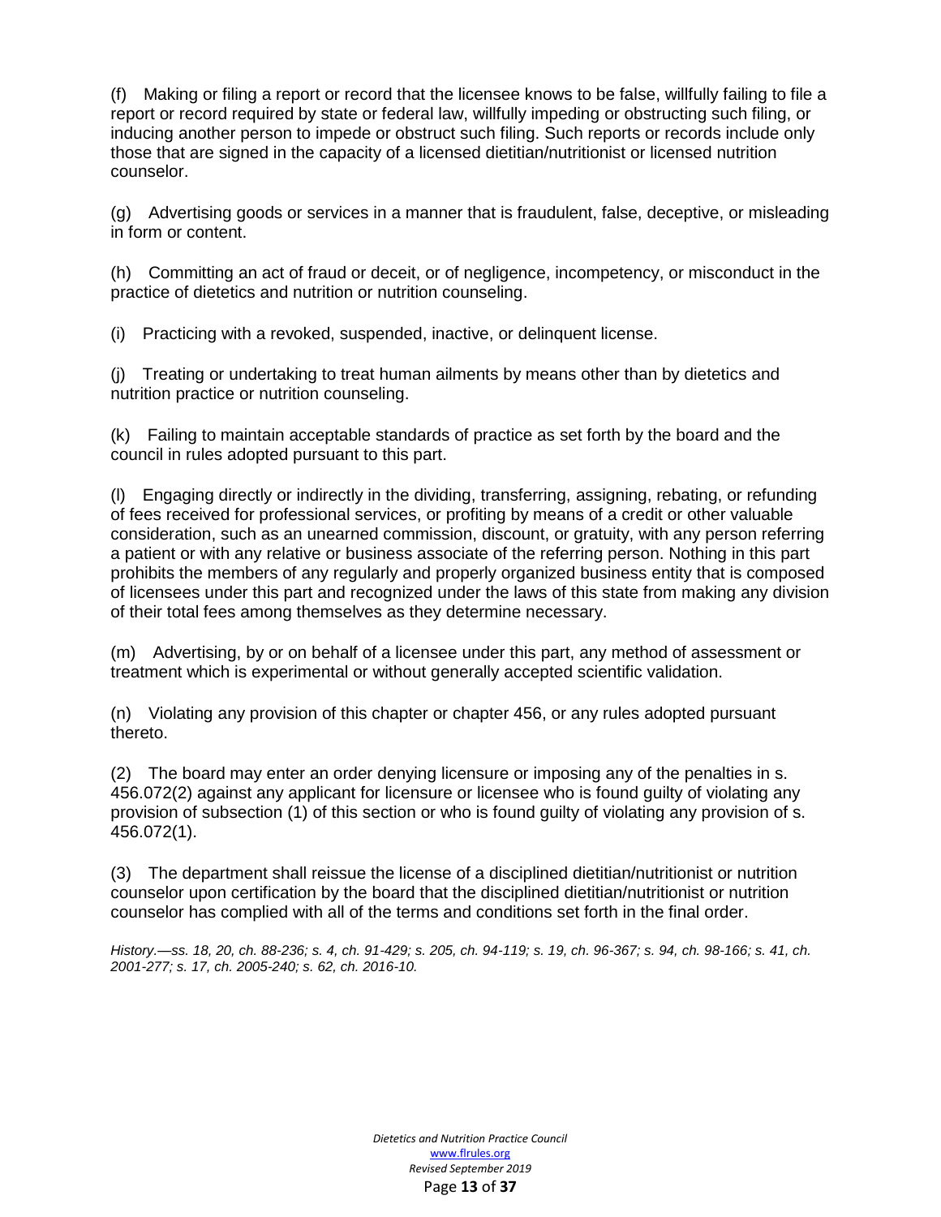(f) Making or filing a report or record that the licensee knows to be false, willfully failing to file a report or record required by state or federal law, willfully impeding or obstructing such filing, or inducing another person to impede or obstruct such filing. Such reports or records include only those that are signed in the capacity of a licensed dietitian/nutritionist or licensed nutrition counselor.

(g) Advertising goods or services in a manner that is fraudulent, false, deceptive, or misleading in form or content.

(h) Committing an act of fraud or deceit, or of negligence, incompetency, or misconduct in the practice of dietetics and nutrition or nutrition counseling.

(i) Practicing with a revoked, suspended, inactive, or delinquent license.

(j) Treating or undertaking to treat human ailments by means other than by dietetics and nutrition practice or nutrition counseling.

(k) Failing to maintain acceptable standards of practice as set forth by the board and the council in rules adopted pursuant to this part.

(l) Engaging directly or indirectly in the dividing, transferring, assigning, rebating, or refunding of fees received for professional services, or profiting by means of a credit or other valuable consideration, such as an unearned commission, discount, or gratuity, with any person referring a patient or with any relative or business associate of the referring person. Nothing in this part prohibits the members of any regularly and properly organized business entity that is composed of licensees under this part and recognized under the laws of this state from making any division of their total fees among themselves as they determine necessary.

(m) Advertising, by or on behalf of a licensee under this part, any method of assessment or treatment which is experimental or without generally accepted scientific validation.

(n) Violating any provision of this chapter or chapter 456, or any rules adopted pursuant thereto.

(2) The board may enter an order denying licensure or imposing any of the penalties in s. 456.072(2) against any applicant for licensure or licensee who is found guilty of violating any provision of subsection (1) of this section or who is found guilty of violating any provision of s. 456.072(1).

(3) The department shall reissue the license of a disciplined dietitian/nutritionist or nutrition counselor upon certification by the board that the disciplined dietitian/nutritionist or nutrition counselor has complied with all of the terms and conditions set forth in the final order.

*History.—ss. 18, 20, ch. 88-236; s. 4, ch. 91-429; s. 205, ch. 94-119; s. 19, ch. 96-367; s. 94, ch. 98-166; s. 41, ch. 2001-277; s. 17, ch. 2005-240; s. 62, ch. 2016-10.*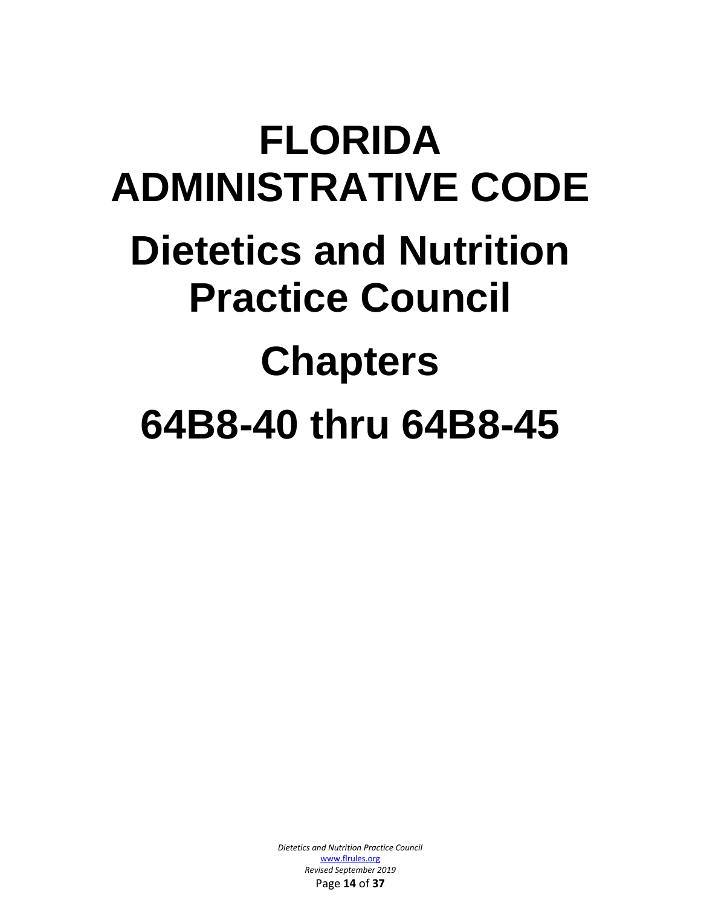# FLORIDA ADMINISTRATIVE CODE

# Dietetics and Nutrition Practice Council

# Chapters

# 64B8-40 thru 64B8-45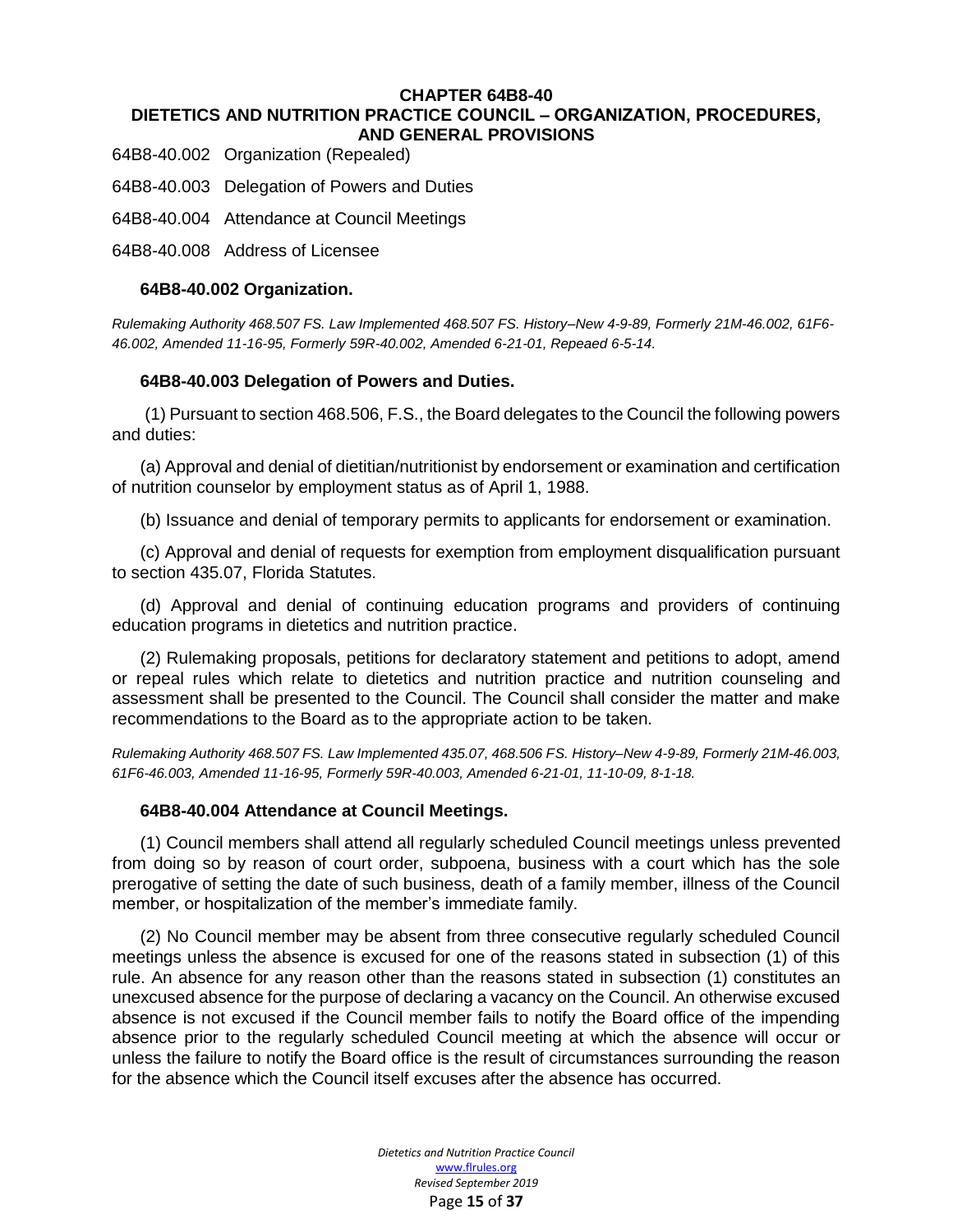# CHAPTER 64B8-40
# DIETETICS AND NUTRITION PRACTICE COUNCIL – ORGANIZATION, PROCEDURES, AND GENERAL PROVISIONS

64B8-40.002 Organization (Repealed)

64B8-40.003 Delegation of Powers and Duties

64B8-40.004 Attendance at Council Meetings

64B8-40.008 Address of Licensee

## 64B8-40.002 Organization.

*Rulemaking Authority 468.507 FS. Law Implemented 468.507 FS. History–New 4-9-89, Formerly 21M-46.002, 61F6-46.002, Amended 11-16-95, Formerly 59R-40.002, Amended 6-21-01, Repeaed 6-5-14.*

## 64B8-40.003 Delegation of Powers and Duties.

(1) Pursuant to section 468.506, F.S., the Board delegates to the Council the following powers and duties:

(a) Approval and denial of dietitian/nutritionist by endorsement or examination and certification of nutrition counselor by employment status as of April 1, 1988.

(b) Issuance and denial of temporary permits to applicants for endorsement or examination.

(c) Approval and denial of requests for exemption from employment disqualification pursuant to section 435.07, Florida Statutes.

(d) Approval and denial of continuing education programs and providers of continuing education programs in dietetics and nutrition practice.

(2) Rulemaking proposals, petitions for declaratory statement and petitions to adopt, amend or repeal rules which relate to dietetics and nutrition practice and nutrition counseling and assessment shall be presented to the Council. The Council shall consider the matter and make recommendations to the Board as to the appropriate action to be taken.

*Rulemaking Authority 468.507 FS. Law Implemented 435.07, 468.506 FS. History–New 4-9-89, Formerly 21M-46.003, 61F6-46.003, Amended 11-16-95, Formerly 59R-40.003, Amended 6-21-01, 11-10-09, 8-1-18.*

## 64B8-40.004 Attendance at Council Meetings.

(1) Council members shall attend all regularly scheduled Council meetings unless prevented from doing so by reason of court order, subpoena, business with a court which has the sole prerogative of setting the date of such business, death of a family member, illness of the Council member, or hospitalization of the member's immediate family.

(2) No Council member may be absent from three consecutive regularly scheduled Council meetings unless the absence is excused for one of the reasons stated in subsection (1) of this rule. An absence for any reason other than the reasons stated in subsection (1) constitutes an unexcused absence for the purpose of declaring a vacancy on the Council. An otherwise excused absence is not excused if the Council member fails to notify the Board office of the impending absence prior to the regularly scheduled Council meeting at which the absence will occur or unless the failure to notify the Board office is the result of circumstances surrounding the reason for the absence which the Council itself excuses after the absence has occurred.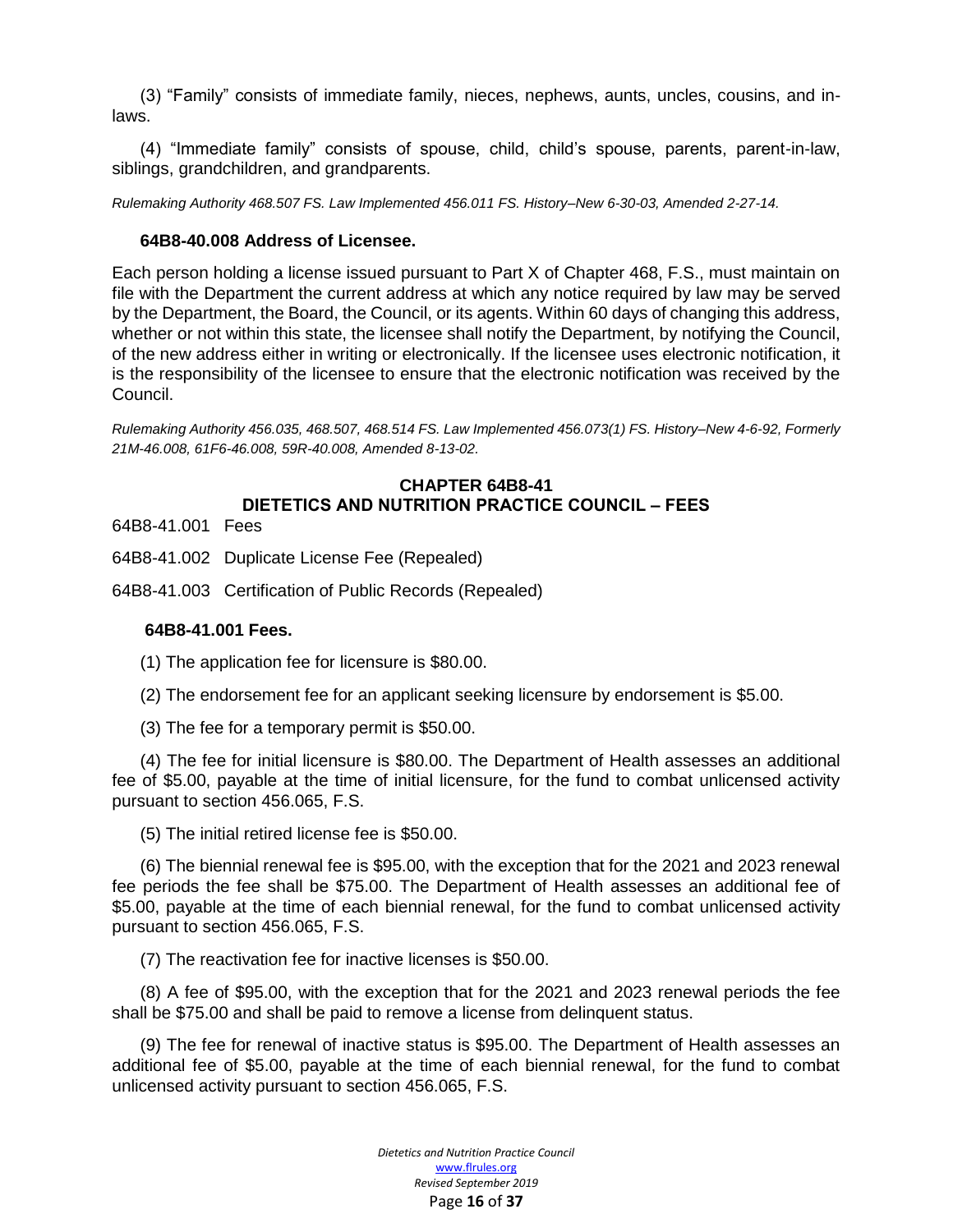(3) "Family" consists of immediate family, nieces, nephews, aunts, uncles, cousins, and in-laws.

(4) "Immediate family" consists of spouse, child, child's spouse, parents, parent-in-law, siblings, grandchildren, and grandparents.

*Rulemaking Authority 468.507 FS. Law Implemented 456.011 FS. History–New 6-30-03, Amended 2-27-14.*

#### 64B8-40.008 Address of Licensee.

Each person holding a license issued pursuant to Part X of Chapter 468, F.S., must maintain on file with the Department the current address at which any notice required by law may be served by the Department, the Board, the Council, or its agents. Within 60 days of changing this address, whether or not within this state, the licensee shall notify the Department, by notifying the Council, of the new address either in writing or electronically. If the licensee uses electronic notification, it is the responsibility of the licensee to ensure that the electronic notification was received by the Council.

*Rulemaking Authority 456.035, 468.507, 468.514 FS. Law Implemented 456.073(1) FS. History–New 4-6-92, Formerly 21M-46.008, 61F6-46.008, 59R-40.008, Amended 8-13-02.*

## CHAPTER 64B8-41
## DIETETICS AND NUTRITION PRACTICE COUNCIL – FEES

64B8-41.001 Fees

64B8-41.002 Duplicate License Fee (Repealed)

64B8-41.003 Certification of Public Records (Repealed)

#### 64B8-41.001 Fees.

(1) The application fee for licensure is $80.00.

(2) The endorsement fee for an applicant seeking licensure by endorsement is $5.00.

(3) The fee for a temporary permit is $50.00.

(4) The fee for initial licensure is $80.00. The Department of Health assesses an additional fee of $5.00, payable at the time of initial licensure, for the fund to combat unlicensed activity pursuant to section 456.065, F.S.

(5) The initial retired license fee is $50.00.

(6) The biennial renewal fee is $95.00, with the exception that for the 2021 and 2023 renewal fee periods the fee shall be $75.00. The Department of Health assesses an additional fee of $5.00, payable at the time of each biennial renewal, for the fund to combat unlicensed activity pursuant to section 456.065, F.S.

(7) The reactivation fee for inactive licenses is $50.00.

(8) A fee of $95.00, with the exception that for the 2021 and 2023 renewal periods the fee shall be $75.00 and shall be paid to remove a license from delinquent status.

(9) The fee for renewal of inactive status is $95.00. The Department of Health assesses an additional fee of $5.00, payable at the time of each biennial renewal, for the fund to combat unlicensed activity pursuant to section 456.065, F.S.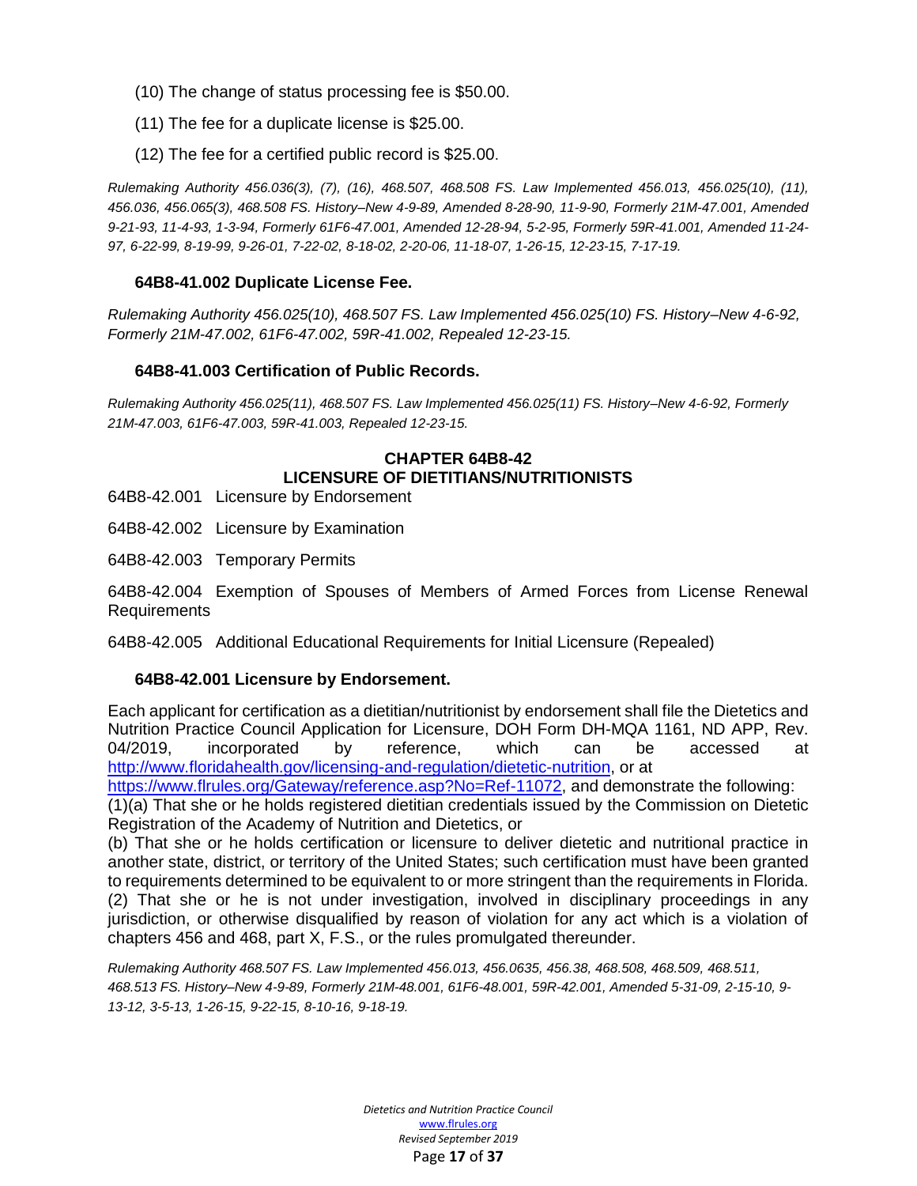(10) The change of status processing fee is $50.00.

(11) The fee for a duplicate license is $25.00.

(12) The fee for a certified public record is $25.00.

*Rulemaking Authority 456.036(3), (7), (16), 468.507, 468.508 FS. Law Implemented 456.013, 456.025(10), (11), 456.036, 456.065(3), 468.508 FS. History–New 4-9-89, Amended 8-28-90, 11-9-90, Formerly 21M-47.001, Amended 9-21-93, 11-4-93, 1-3-94, Formerly 61F6-47.001, Amended 12-28-94, 5-2-95, Formerly 59R-41.001, Amended 11-24-97, 6-22-99, 8-19-99, 9-26-01, 7-22-02, 8-18-02, 2-20-06, 11-18-07, 1-26-15, 12-23-15, 7-17-19.*

### 64B8-41.002 Duplicate License Fee.

*Rulemaking Authority 456.025(10), 468.507 FS. Law Implemented 456.025(10) FS. History–New 4-6-92, Formerly 21M-47.002, 61F6-47.002, 59R-41.002, Repealed 12-23-15.*

### 64B8-41.003 Certification of Public Records.

*Rulemaking Authority 456.025(11), 468.507 FS. Law Implemented 456.025(11) FS. History–New 4-6-92, Formerly 21M-47.003, 61F6-47.003, 59R-41.003, Repealed 12-23-15.*

## CHAPTER 64B8-42
## LICENSURE OF DIETITIANS/NUTRITIONISTS

64B8-42.001 Licensure by Endorsement

64B8-42.002 Licensure by Examination

64B8-42.003 Temporary Permits

64B8-42.004 Exemption of Spouses of Members of Armed Forces from License Renewal Requirements

64B8-42.005 Additional Educational Requirements for Initial Licensure (Repealed)

### 64B8-42.001 Licensure by Endorsement.

Each applicant for certification as a dietitian/nutritionist by endorsement shall file the Dietetics and Nutrition Practice Council Application for Licensure, DOH Form DH-MQA 1161, ND APP, Rev. 04/2019, incorporated by reference, which can be accessed at http://www.floridahealth.gov/licensing-and-regulation/dietetic-nutrition, or at https://www.flrules.org/Gateway/reference.asp?No=Ref-11072, and demonstrate the following:

(1)(a) That she or he holds registered dietitian credentials issued by the Commission on Dietetic Registration of the Academy of Nutrition and Dietetics, or

(b) That she or he holds certification or licensure to deliver dietetic and nutritional practice in another state, district, or territory of the United States; such certification must have been granted to requirements determined to be equivalent to or more stringent than the requirements in Florida.

(2) That she or he is not under investigation, involved in disciplinary proceedings in any jurisdiction, or otherwise disqualified by reason of violation for any act which is a violation of chapters 456 and 468, part X, F.S., or the rules promulgated thereunder.

*Rulemaking Authority 468.507 FS. Law Implemented 456.013, 456.0635, 456.38, 468.508, 468.509, 468.511, 468.513 FS. History–New 4-9-89, Formerly 21M-48.001, 61F6-48.001, 59R-42.001, Amended 5-31-09, 2-15-10, 9-13-12, 3-5-13, 1-26-15, 9-22-15, 8-10-16, 9-18-19.*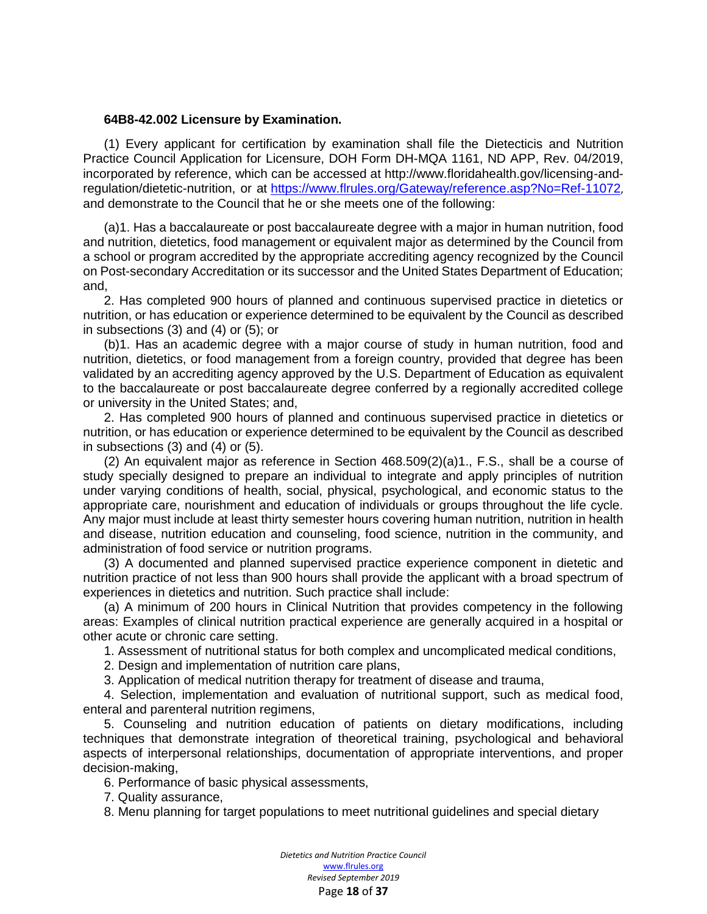**64B8-42.002 Licensure by Examination.**

(1) Every applicant for certification by examination shall file the Dietecticis and Nutrition Practice Council Application for Licensure, DOH Form DH-MQA 1161, ND APP, Rev. 04/2019, incorporated by reference, which can be accessed at http://www.floridahealth.gov/licensing-and-regulation/dietetic-nutrition, or at https://www.flrules.org/Gateway/reference.asp?No=Ref-11072, and demonstrate to the Council that he or she meets one of the following:

(a)1. Has a baccalaureate or post baccalaureate degree with a major in human nutrition, food and nutrition, dietetics, food management or equivalent major as determined by the Council from a school or program accredited by the appropriate accrediting agency recognized by the Council on Post-secondary Accreditation or its successor and the United States Department of Education; and,

2. Has completed 900 hours of planned and continuous supervised practice in dietetics or nutrition, or has education or experience determined to be equivalent by the Council as described in subsections (3) and (4) or (5); or

(b)1. Has an academic degree with a major course of study in human nutrition, food and nutrition, dietetics, or food management from a foreign country, provided that degree has been validated by an accrediting agency approved by the U.S. Department of Education as equivalent to the baccalaureate or post baccalaureate degree conferred by a regionally accredited college or university in the United States; and,

2. Has completed 900 hours of planned and continuous supervised practice in dietetics or nutrition, or has education or experience determined to be equivalent by the Council as described in subsections (3) and (4) or (5).

(2) An equivalent major as reference in Section 468.509(2)(a)1., F.S., shall be a course of study specially designed to prepare an individual to integrate and apply principles of nutrition under varying conditions of health, social, physical, psychological, and economic status to the appropriate care, nourishment and education of individuals or groups throughout the life cycle. Any major must include at least thirty semester hours covering human nutrition, nutrition in health and disease, nutrition education and counseling, food science, nutrition in the community, and administration of food service or nutrition programs.

(3) A documented and planned supervised practice experience component in dietetic and nutrition practice of not less than 900 hours shall provide the applicant with a broad spectrum of experiences in dietetics and nutrition. Such practice shall include:

(a) A minimum of 200 hours in Clinical Nutrition that provides competency in the following areas: Examples of clinical nutrition practical experience are generally acquired in a hospital or other acute or chronic care setting.

1. Assessment of nutritional status for both complex and uncomplicated medical conditions,

2. Design and implementation of nutrition care plans,

3. Application of medical nutrition therapy for treatment of disease and trauma,

4. Selection, implementation and evaluation of nutritional support, such as medical food, enteral and parenteral nutrition regimens,

5. Counseling and nutrition education of patients on dietary modifications, including techniques that demonstrate integration of theoretical training, psychological and behavioral aspects of interpersonal relationships, documentation of appropriate interventions, and proper decision-making,

6. Performance of basic physical assessments,

7. Quality assurance,

8. Menu planning for target populations to meet nutritional guidelines and special dietary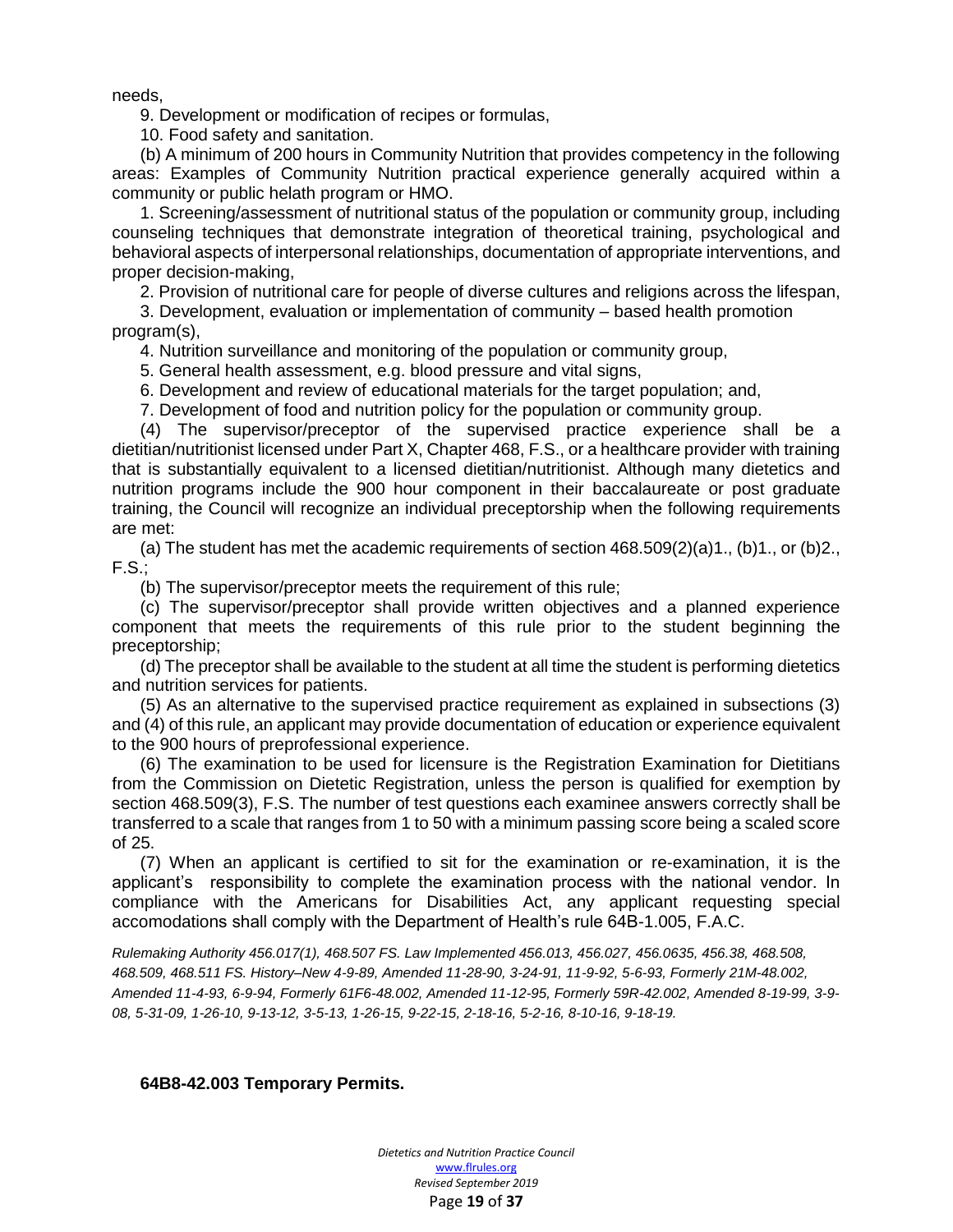needs,

9. Development or modification of recipes or formulas,

10. Food safety and sanitation.

(b) A minimum of 200 hours in Community Nutrition that provides competency in the following areas: Examples of Community Nutrition practical experience generally acquired within a community or public helath program or HMO.

1. Screening/assessment of nutritional status of the population or community group, including counseling techniques that demonstrate integration of theoretical training, psychological and behavioral aspects of interpersonal relationships, documentation of appropriate interventions, and proper decision-making,

2. Provision of nutritional care for people of diverse cultures and religions across the lifespan,

3. Development, evaluation or implementation of community – based health promotion program(s),

4. Nutrition surveillance and monitoring of the population or community group,

5. General health assessment, e.g. blood pressure and vital signs,

6. Development and review of educational materials for the target population; and,

7. Development of food and nutrition policy for the population or community group.

(4) The supervisor/preceptor of the supervised practice experience shall be a dietitian/nutritionist licensed under Part X, Chapter 468, F.S., or a healthcare provider with training that is substantially equivalent to a licensed dietitian/nutritionist. Although many dietetics and nutrition programs include the 900 hour component in their baccalaureate or post graduate training, the Council will recognize an individual preceptorship when the following requirements are met:

(a) The student has met the academic requirements of section 468.509(2)(a)1., (b)1., or (b)2., F.S.;

(b) The supervisor/preceptor meets the requirement of this rule;

(c) The supervisor/preceptor shall provide written objectives and a planned experience component that meets the requirements of this rule prior to the student beginning the preceptorship;

(d) The preceptor shall be available to the student at all time the student is performing dietetics and nutrition services for patients.

(5) As an alternative to the supervised practice requirement as explained in subsections (3) and (4) of this rule, an applicant may provide documentation of education or experience equivalent to the 900 hours of preprofessional experience.

(6) The examination to be used for licensure is the Registration Examination for Dietitians from the Commission on Dietetic Registration, unless the person is qualified for exemption by section 468.509(3), F.S. The number of test questions each examinee answers correctly shall be transferred to a scale that ranges from 1 to 50 with a minimum passing score being a scaled score of 25.

(7) When an applicant is certified to sit for the examination or re-examination, it is the applicant's responsibility to complete the examination process with the national vendor. In compliance with the Americans for Disabilities Act, any applicant requesting special accomodations shall comply with the Department of Health's rule 64B-1.005, F.A.C.

*Rulemaking Authority 456.017(1), 468.507 FS. Law Implemented 456.013, 456.027, 456.0635, 456.38, 468.508, 468.509, 468.511 FS. History–New 4-9-89, Amended 11-28-90, 3-24-91, 11-9-92, 5-6-93, Formerly 21M-48.002, Amended 11-4-93, 6-9-94, Formerly 61F6-48.002, Amended 11-12-95, Formerly 59R-42.002, Amended 8-19-99, 3-9-08, 5-31-09, 1-26-10, 9-13-12, 3-5-13, 1-26-15, 9-22-15, 2-18-16, 5-2-16, 8-10-16, 9-18-19.*

### 64B8-42.003 Temporary Permits.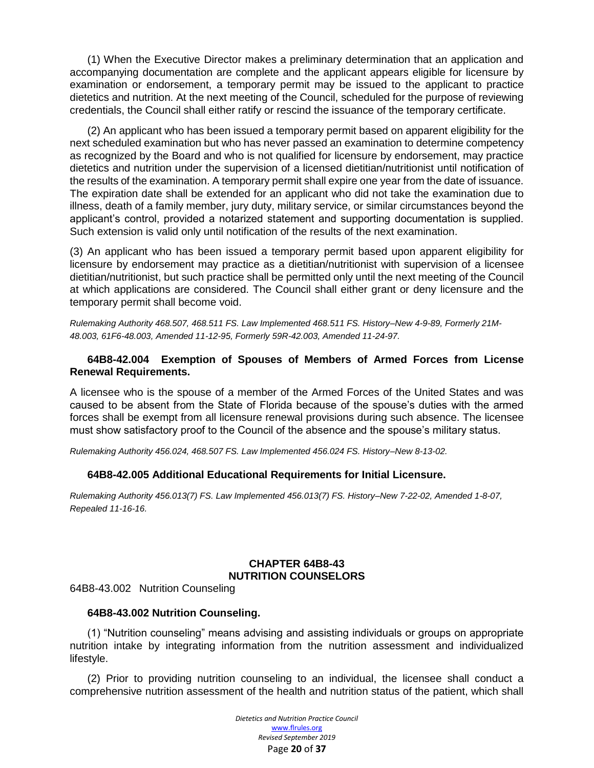(1) When the Executive Director makes a preliminary determination that an application and accompanying documentation are complete and the applicant appears eligible for licensure by examination or endorsement, a temporary permit may be issued to the applicant to practice dietetics and nutrition. At the next meeting of the Council, scheduled for the purpose of reviewing credentials, the Council shall either ratify or rescind the issuance of the temporary certificate.

(2) An applicant who has been issued a temporary permit based on apparent eligibility for the next scheduled examination but who has never passed an examination to determine competency as recognized by the Board and who is not qualified for licensure by endorsement, may practice dietetics and nutrition under the supervision of a licensed dietitian/nutritionist until notification of the results of the examination. A temporary permit shall expire one year from the date of issuance. The expiration date shall be extended for an applicant who did not take the examination due to illness, death of a family member, jury duty, military service, or similar circumstances beyond the applicant's control, provided a notarized statement and supporting documentation is supplied. Such extension is valid only until notification of the results of the next examination.

(3) An applicant who has been issued a temporary permit based upon apparent eligibility for licensure by endorsement may practice as a dietitian/nutritionist with supervision of a licensee dietitian/nutritionist, but such practice shall be permitted only until the next meeting of the Council at which applications are considered. The Council shall either grant or deny licensure and the temporary permit shall become void.

*Rulemaking Authority 468.507, 468.511 FS. Law Implemented 468.511 FS. History–New 4-9-89, Formerly 21M-48.003, 61F6-48.003, Amended 11-12-95, Formerly 59R-42.003, Amended 11-24-97.*

### 64B8-42.004 Exemption of Spouses of Members of Armed Forces from License Renewal Requirements.

A licensee who is the spouse of a member of the Armed Forces of the United States and was caused to be absent from the State of Florida because of the spouse's duties with the armed forces shall be exempt from all licensure renewal provisions during such absence. The licensee must show satisfactory proof to the Council of the absence and the spouse's military status.

*Rulemaking Authority 456.024, 468.507 FS. Law Implemented 456.024 FS. History–New 8-13-02.*

### 64B8-42.005 Additional Educational Requirements for Initial Licensure.

*Rulemaking Authority 456.013(7) FS. Law Implemented 456.013(7) FS. History–New 7-22-02, Amended 1-8-07, Repealed 11-16-16.*

## CHAPTER 64B8-43
## NUTRITION COUNSELORS

64B8-43.002 Nutrition Counseling

### 64B8-43.002 Nutrition Counseling.

(1) "Nutrition counseling" means advising and assisting individuals or groups on appropriate nutrition intake by integrating information from the nutrition assessment and individualized lifestyle.

(2) Prior to providing nutrition counseling to an individual, the licensee shall conduct a comprehensive nutrition assessment of the health and nutrition status of the patient, which shall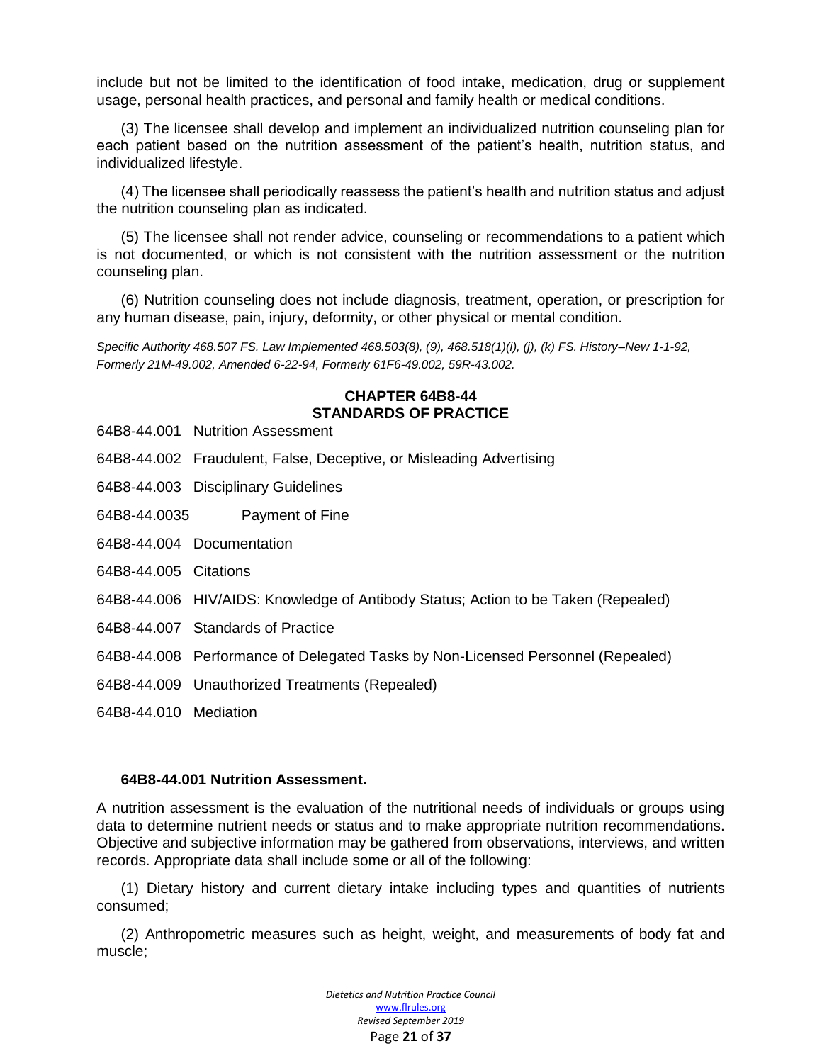include but not be limited to the identification of food intake, medication, drug or supplement usage, personal health practices, and personal and family health or medical conditions.

(3) The licensee shall develop and implement an individualized nutrition counseling plan for each patient based on the nutrition assessment of the patient's health, nutrition status, and individualized lifestyle.

(4) The licensee shall periodically reassess the patient's health and nutrition status and adjust the nutrition counseling plan as indicated.

(5) The licensee shall not render advice, counseling or recommendations to a patient which is not documented, or which is not consistent with the nutrition assessment or the nutrition counseling plan.

(6) Nutrition counseling does not include diagnosis, treatment, operation, or prescription for any human disease, pain, injury, deformity, or other physical or mental condition.

*Specific Authority 468.507 FS. Law Implemented 468.503(8), (9), 468.518(1)(i), (j), (k) FS. History–New 1-1-92, Formerly 21M-49.002, Amended 6-22-94, Formerly 61F6-49.002, 59R-43.002.*

## CHAPTER 64B8-44
## STANDARDS OF PRACTICE

64B8-44.001 Nutrition Assessment

64B8-44.002 Fraudulent, False, Deceptive, or Misleading Advertising

64B8-44.003 Disciplinary Guidelines

64B8-44.0035 Payment of Fine

64B8-44.004 Documentation

64B8-44.005 Citations

64B8-44.006 HIV/AIDS: Knowledge of Antibody Status; Action to be Taken (Repealed)

64B8-44.007 Standards of Practice

64B8-44.008 Performance of Delegated Tasks by Non-Licensed Personnel (Repealed)

64B8-44.009 Unauthorized Treatments (Repealed)

64B8-44.010 Mediation

### 64B8-44.001 Nutrition Assessment.

A nutrition assessment is the evaluation of the nutritional needs of individuals or groups using data to determine nutrient needs or status and to make appropriate nutrition recommendations. Objective and subjective information may be gathered from observations, interviews, and written records. Appropriate data shall include some or all of the following:

(1) Dietary history and current dietary intake including types and quantities of nutrients consumed;

(2) Anthropometric measures such as height, weight, and measurements of body fat and muscle;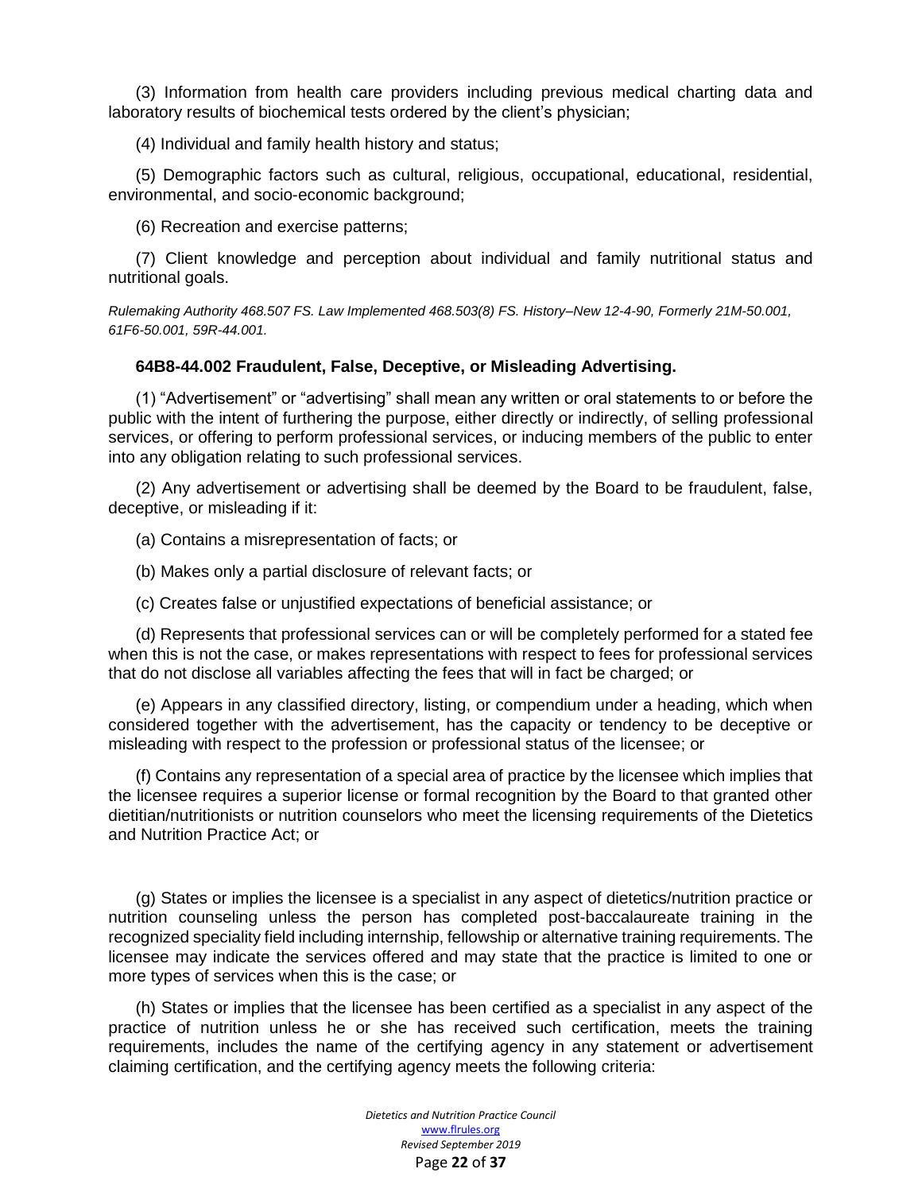(3) Information from health care providers including previous medical charting data and laboratory results of biochemical tests ordered by the client's physician;

(4) Individual and family health history and status;

(5) Demographic factors such as cultural, religious, occupational, educational, residential, environmental, and socio-economic background;

(6) Recreation and exercise patterns;

(7) Client knowledge and perception about individual and family nutritional status and nutritional goals.

*Rulemaking Authority 468.507 FS. Law Implemented 468.503(8) FS. History–New 12-4-90, Formerly 21M-50.001, 61F6-50.001, 59R-44.001.*

### 64B8-44.002 Fraudulent, False, Deceptive, or Misleading Advertising.

(1) "Advertisement" or "advertising" shall mean any written or oral statements to or before the public with the intent of furthering the purpose, either directly or indirectly, of selling professional services, or offering to perform professional services, or inducing members of the public to enter into any obligation relating to such professional services.

(2) Any advertisement or advertising shall be deemed by the Board to be fraudulent, false, deceptive, or misleading if it:

(a) Contains a misrepresentation of facts; or

(b) Makes only a partial disclosure of relevant facts; or

(c) Creates false or unjustified expectations of beneficial assistance; or

(d) Represents that professional services can or will be completely performed for a stated fee when this is not the case, or makes representations with respect to fees for professional services that do not disclose all variables affecting the fees that will in fact be charged; or

(e) Appears in any classified directory, listing, or compendium under a heading, which when considered together with the advertisement, has the capacity or tendency to be deceptive or misleading with respect to the profession or professional status of the licensee; or

(f) Contains any representation of a special area of practice by the licensee which implies that the licensee requires a superior license or formal recognition by the Board to that granted other dietitian/nutritionists or nutrition counselors who meet the licensing requirements of the Dietetics and Nutrition Practice Act; or

(g) States or implies the licensee is a specialist in any aspect of dietetics/nutrition practice or nutrition counseling unless the person has completed post-baccalaureate training in the recognized speciality field including internship, fellowship or alternative training requirements. The licensee may indicate the services offered and may state that the practice is limited to one or more types of services when this is the case; or

(h) States or implies that the licensee has been certified as a specialist in any aspect of the practice of nutrition unless he or she has received such certification, meets the training requirements, includes the name of the certifying agency in any statement or advertisement claiming certification, and the certifying agency meets the following criteria: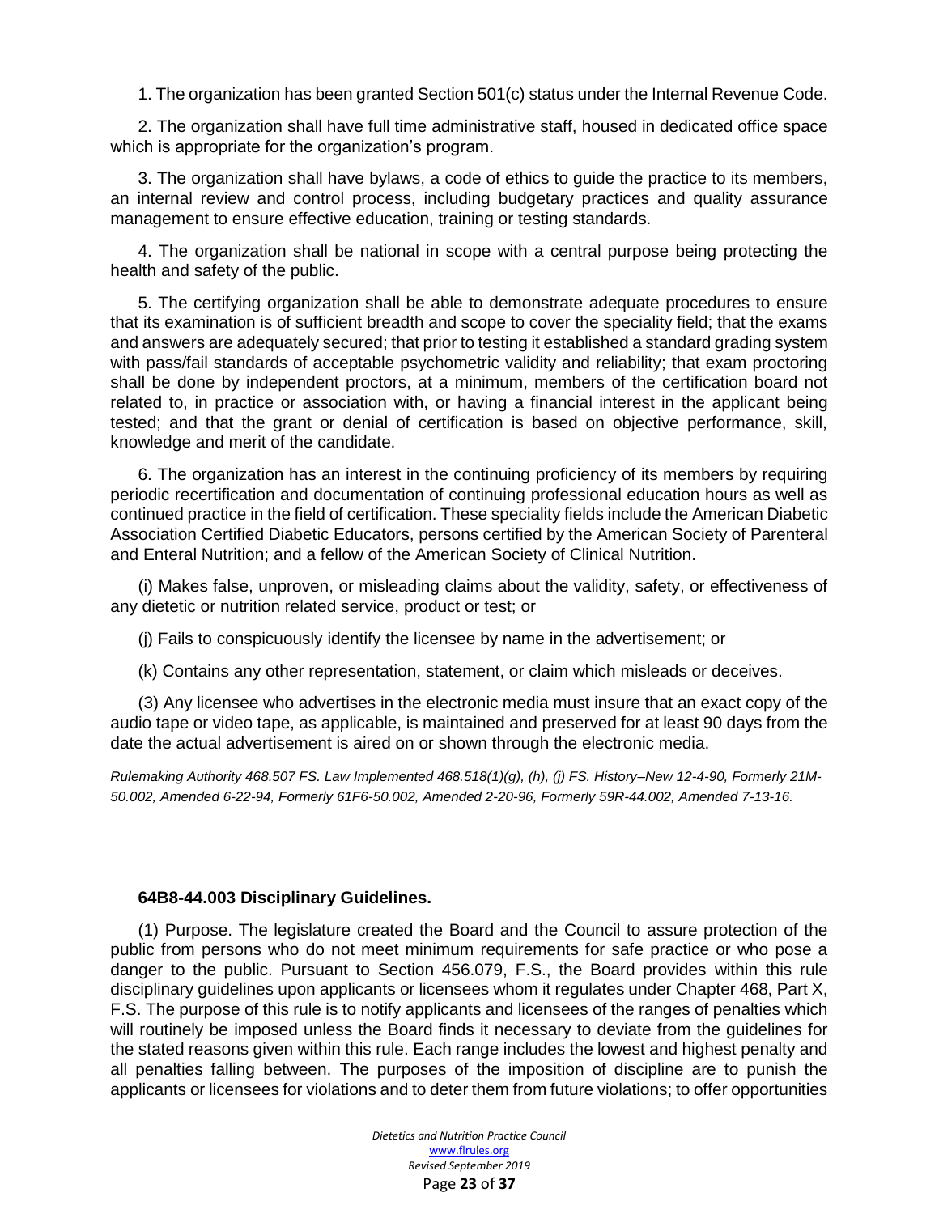1. The organization has been granted Section 501(c) status under the Internal Revenue Code.

2. The organization shall have full time administrative staff, housed in dedicated office space which is appropriate for the organization's program.

3. The organization shall have bylaws, a code of ethics to guide the practice to its members, an internal review and control process, including budgetary practices and quality assurance management to ensure effective education, training or testing standards.

4. The organization shall be national in scope with a central purpose being protecting the health and safety of the public.

5. The certifying organization shall be able to demonstrate adequate procedures to ensure that its examination is of sufficient breadth and scope to cover the speciality field; that the exams and answers are adequately secured; that prior to testing it established a standard grading system with pass/fail standards of acceptable psychometric validity and reliability; that exam proctoring shall be done by independent proctors, at a minimum, members of the certification board not related to, in practice or association with, or having a financial interest in the applicant being tested; and that the grant or denial of certification is based on objective performance, skill, knowledge and merit of the candidate.

6. The organization has an interest in the continuing proficiency of its members by requiring periodic recertification and documentation of continuing professional education hours as well as continued practice in the field of certification. These speciality fields include the American Diabetic Association Certified Diabetic Educators, persons certified by the American Society of Parenteral and Enteral Nutrition; and a fellow of the American Society of Clinical Nutrition.

(i) Makes false, unproven, or misleading claims about the validity, safety, or effectiveness of any dietetic or nutrition related service, product or test; or

(j) Fails to conspicuously identify the licensee by name in the advertisement; or

(k) Contains any other representation, statement, or claim which misleads or deceives.

(3) Any licensee who advertises in the electronic media must insure that an exact copy of the audio tape or video tape, as applicable, is maintained and preserved for at least 90 days from the date the actual advertisement is aired on or shown through the electronic media.

*Rulemaking Authority 468.507 FS. Law Implemented 468.518(1)(g), (h), (j) FS. History–New 12-4-90, Formerly 21M-50.002, Amended 6-22-94, Formerly 61F6-50.002, Amended 2-20-96, Formerly 59R-44.002, Amended 7-13-16.*

### 64B8-44.003 Disciplinary Guidelines.

(1) Purpose. The legislature created the Board and the Council to assure protection of the public from persons who do not meet minimum requirements for safe practice or who pose a danger to the public. Pursuant to Section 456.079, F.S., the Board provides within this rule disciplinary guidelines upon applicants or licensees whom it regulates under Chapter 468, Part X, F.S. The purpose of this rule is to notify applicants and licensees of the ranges of penalties which will routinely be imposed unless the Board finds it necessary to deviate from the guidelines for the stated reasons given within this rule. Each range includes the lowest and highest penalty and all penalties falling between. The purposes of the imposition of discipline are to punish the applicants or licensees for violations and to deter them from future violations; to offer opportunities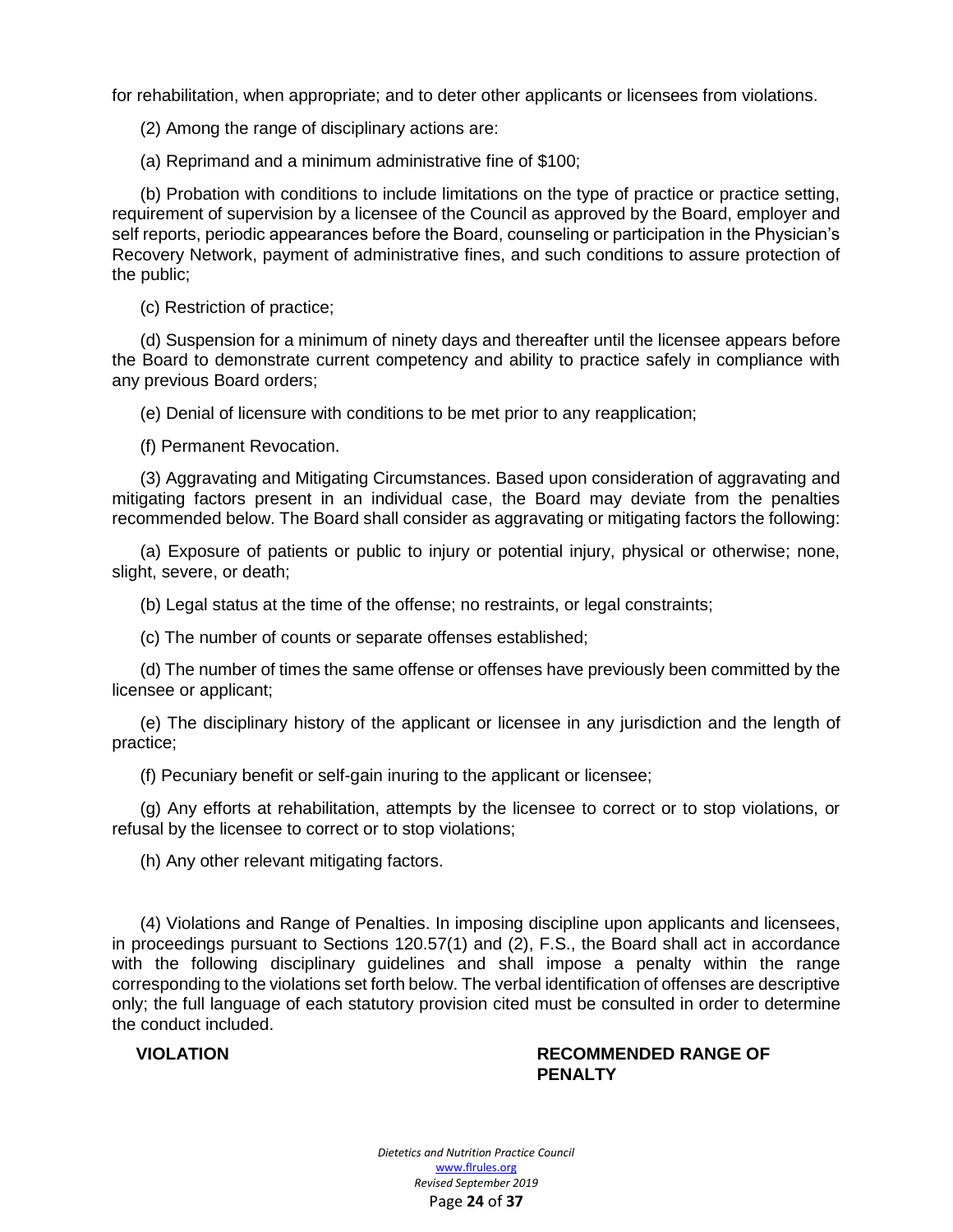for rehabilitation, when appropriate; and to deter other applicants or licensees from violations.

(2) Among the range of disciplinary actions are:

(a) Reprimand and a minimum administrative fine of $100;

(b) Probation with conditions to include limitations on the type of practice or practice setting, requirement of supervision by a licensee of the Council as approved by the Board, employer and self reports, periodic appearances before the Board, counseling or participation in the Physician's Recovery Network, payment of administrative fines, and such conditions to assure protection of the public;

(c) Restriction of practice;

(d) Suspension for a minimum of ninety days and thereafter until the licensee appears before the Board to demonstrate current competency and ability to practice safely in compliance with any previous Board orders;

(e) Denial of licensure with conditions to be met prior to any reapplication;

(f) Permanent Revocation.

(3) Aggravating and Mitigating Circumstances. Based upon consideration of aggravating and mitigating factors present in an individual case, the Board may deviate from the penalties recommended below. The Board shall consider as aggravating or mitigating factors the following:

(a) Exposure of patients or public to injury or potential injury, physical or otherwise; none, slight, severe, or death;

(b) Legal status at the time of the offense; no restraints, or legal constraints;

(c) The number of counts or separate offenses established;

(d) The number of times the same offense or offenses have previously been committed by the licensee or applicant;

(e) The disciplinary history of the applicant or licensee in any jurisdiction and the length of practice;

(f) Pecuniary benefit or self-gain inuring to the applicant or licensee;

(g) Any efforts at rehabilitation, attempts by the licensee to correct or to stop violations, or refusal by the licensee to correct or to stop violations;

(h) Any other relevant mitigating factors.

(4) Violations and Range of Penalties. In imposing discipline upon applicants and licensees, in proceedings pursuant to Sections 120.57(1) and (2), F.S., the Board shall act in accordance with the following disciplinary guidelines and shall impose a penalty within the range corresponding to the violations set forth below. The verbal identification of offenses are descriptive only; the full language of each statutory provision cited must be consulted in order to determine the conduct included.

| VIOLATION | RECOMMENDED RANGE OF PENALTY |
| --- | --- |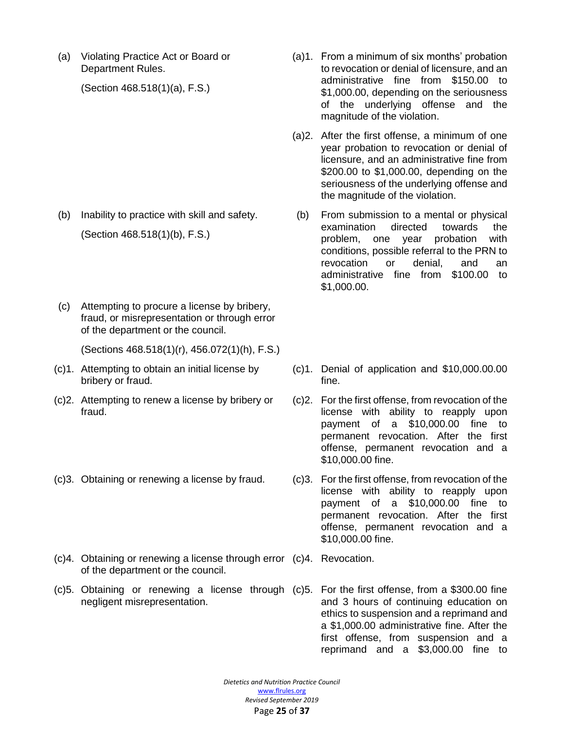| Violation | Penalty |
|---|---|
| (a) Violating Practice Act or Board or Department Rules.<br><br>(Section 468.518(1)(a), F.S.) | (a)1. From a minimum of six months' probation to revocation or denial of licensure, and an administrative fine from $150.00 to $1,000.00, depending on the seriousness of the underlying offense and the magnitude of the violation.<br><br>(a)2. After the first offense, a minimum of one year probation to revocation or denial of licensure, and an administrative fine from $200.00 to $1,000.00, depending on the seriousness of the underlying offense and the magnitude of the violation. |
| (b) Inability to practice with skill and safety.<br><br>(Section 468.518(1)(b), F.S.) | (b) From submission to a mental or physical examination directed towards the problem, one year probation with conditions, possible referral to the PRN to revocation or denial, and an administrative fine from $100.00 to $1,000.00. |
| (c) Attempting to procure a license by bribery, fraud, or misrepresentation or through error of the department or the council.<br><br>(Sections 468.518(1)(r), 456.072(1)(h), F.S.) | |
| (c)1. Attempting to obtain an initial license by bribery or fraud. | (c)1. Denial of application and $10,000.00.00 fine. |
| (c)2. Attempting to renew a license by bribery or fraud. | (c)2. For the first offense, from revocation of the license with ability to reapply upon payment of a $10,000.00 fine to permanent revocation. After the first offense, permanent revocation and a $10,000.00 fine. |
| (c)3. Obtaining or renewing a license by fraud. | (c)3. For the first offense, from revocation of the license with ability to reapply upon payment of a $10,000.00 fine to permanent revocation. After the first offense, permanent revocation and a $10,000.00 fine. |
| (c)4. Obtaining or renewing a license through error of the department or the council. | (c)4. Revocation. |
| (c)5. Obtaining or renewing a license through negligent misrepresentation. | (c)5. For the first offense, from a $300.00 fine and 3 hours of continuing education on ethics to suspension and a reprimand and a $1,000.00 administrative fine. After the first offense, from suspension and a reprimand and a $3,000.00 fine to |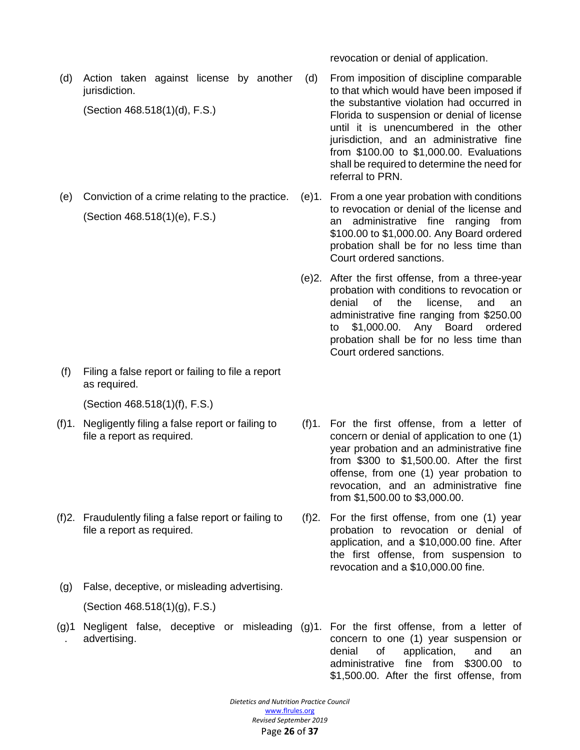| | |
|---|---|
| | revocation or denial of application. |
| (d) Action taken against license by another jurisdiction.<br>(Section 468.518(1)(d), F.S.) | (d) From imposition of discipline comparable to that which would have been imposed if the substantive violation had occurred in Florida to suspension or denial of license until it is unencumbered in the other jurisdiction, and an administrative fine from \$100.00 to \$1,000.00. Evaluations shall be required to determine the need for referral to PRN. |
| (e) Conviction of a crime relating to the practice.<br>(Section 468.518(1)(e), F.S.) | (e)1. From a one year probation with conditions to revocation or denial of the license and an administrative fine ranging from \$100.00 to \$1,000.00. Any Board ordered probation shall be for no less time than Court ordered sanctions. |
| | (e)2. After the first offense, from a three-year probation with conditions to revocation or denial of the license, and an administrative fine ranging from \$250.00 to \$1,000.00. Any Board ordered probation shall be for no less time than Court ordered sanctions. |
| (f) Filing a false report or failing to file a report as required.<br>(Section 468.518(1)(f), F.S.) | |
| (f)1. Negligently filing a false report or failing to file a report as required. | (f)1. For the first offense, from a letter of concern or denial of application to one (1) year probation and an administrative fine from \$300 to \$1,500.00. After the first offense, from one (1) year probation to revocation, and an administrative fine from \$1,500.00 to \$3,000.00. |
| (f)2. Fraudulently filing a false report or failing to file a report as required. | (f)2. For the first offense, from one (1) year probation to revocation or denial of application, and a \$10,000.00 fine. After the first offense, from suspension to revocation and a \$10,000.00 fine. |
| (g) False, deceptive, or misleading advertising.<br>(Section 468.518(1)(g), F.S.) | |
| (g)1. Negligent false, deceptive or misleading advertising. | (g)1. For the first offense, from a letter of concern to one (1) year suspension or denial of application, and an administrative fine from \$300.00 to \$1,500.00. After the first offense, from |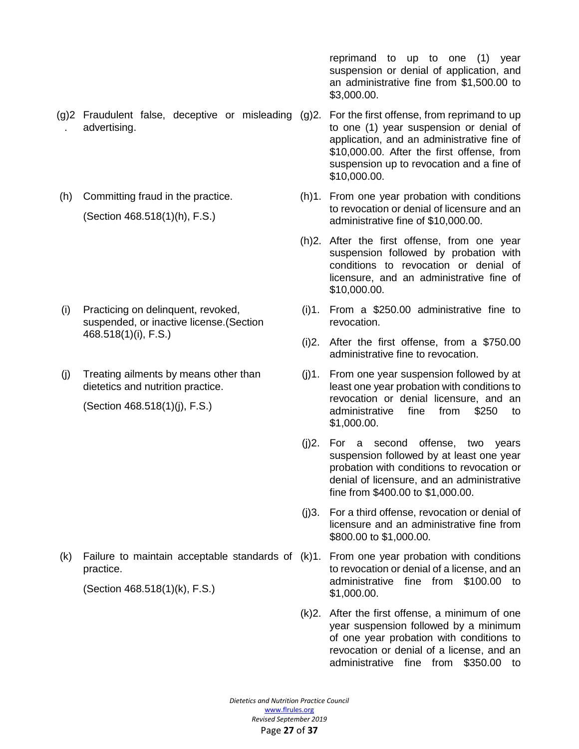| Violation | Penalty |
|---|---|
| | reprimand to up to one (1) year suspension or denial of application, and an administrative fine from $1,500.00 to $3,000.00. |
| (g)2. Fraudulent false, deceptive or misleading advertising. | (g)2. For the first offense, from reprimand to up to one (1) year suspension or denial of application, and an administrative fine of $10,000.00. After the first offense, from suspension up to revocation and a fine of $10,000.00. |
| (h) Committing fraud in the practice. (Section 468.518(1)(h), F.S.) | (h)1. From one year probation with conditions to revocation or denial of licensure and an administrative fine of $10,000.00.<br>(h)2. After the first offense, from one year suspension followed by probation with conditions to revocation or denial of licensure, and an administrative fine of $10,000.00. |
| (i) Practicing on delinquent, revoked, suspended, or inactive license.(Section 468.518(1)(i), F.S.) | (i)1. From a $250.00 administrative fine to revocation.<br>(i)2. After the first offense, from a $750.00 administrative fine to revocation. |
| (j) Treating ailments by means other than dietetics and nutrition practice. (Section 468.518(1)(j), F.S.) | (j)1. From one year suspension followed by at least one year probation with conditions to revocation or denial licensure, and an administrative fine from $250 to $1,000.00.<br>(j)2. For a second offense, two years suspension followed by at least one year probation with conditions to revocation or denial of licensure, and an administrative fine from $400.00 to $1,000.00.<br>(j)3. For a third offense, revocation or denial of licensure and an administrative fine from $800.00 to $1,000.00. |
| (k) Failure to maintain acceptable standards of practice. (Section 468.518(1)(k), F.S.) | (k)1. From one year probation with conditions to revocation or denial of a license, and an administrative fine from $100.00 to $1,000.00.<br>(k)2. After the first offense, a minimum of one year suspension followed by a minimum of one year probation with conditions to revocation or denial of a license, and an administrative fine from $350.00 to |

*Dietetics and Nutrition Practice Council*
www.flrules.org
*Revised September 2019*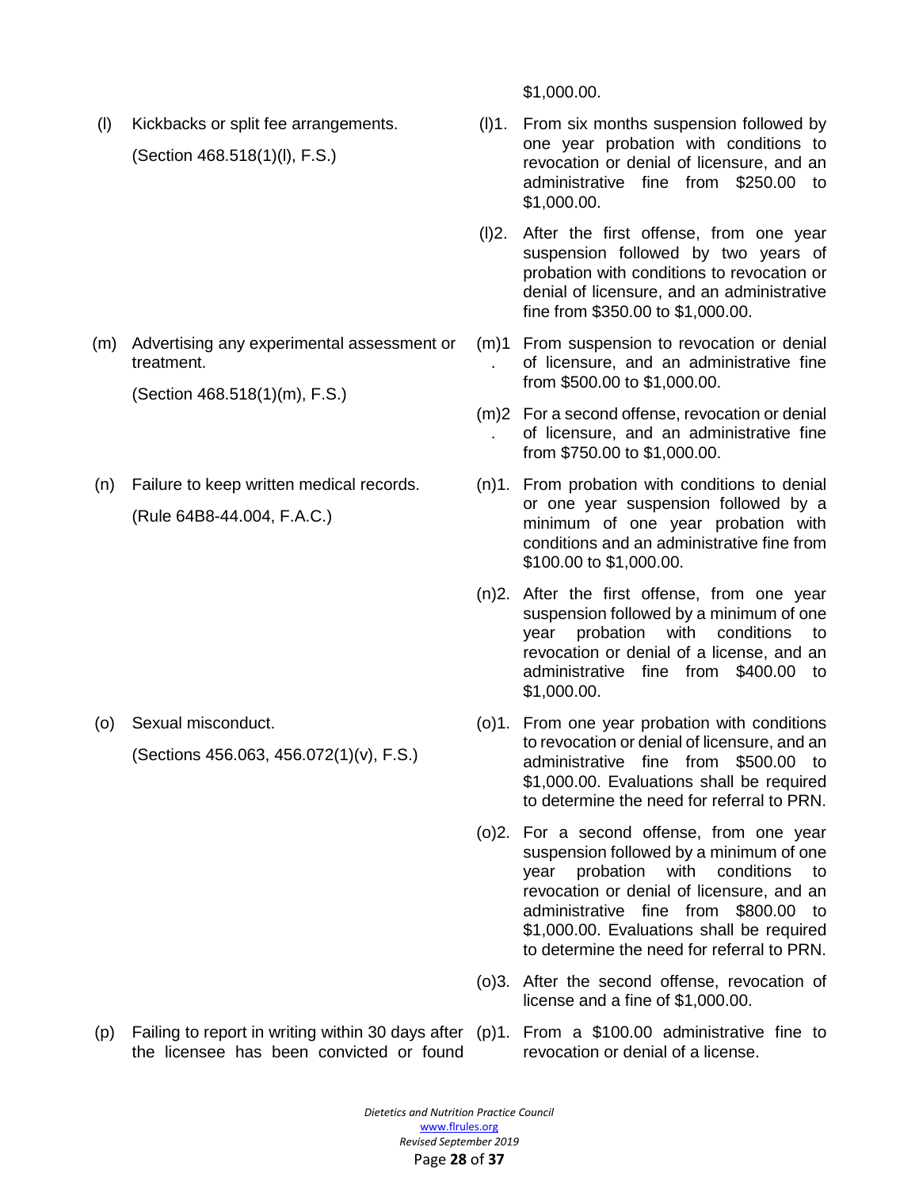| | |
|---|---|
| | $1,000.00. |
| (l) Kickbacks or split fee arrangements. (Section 468.518(1)(l), F.S.) | (l)1. From six months suspension followed by one year probation with conditions to revocation or denial of licensure, and an administrative fine from $250.00 to $1,000.00. |
| | (l)2. After the first offense, from one year suspension followed by two years of probation with conditions to revocation or denial of licensure, and an administrative fine from $350.00 to $1,000.00. |
| (m) Advertising any experimental assessment or treatment. (Section 468.518(1)(m), F.S.) | (m)1. From suspension to revocation or denial of licensure, and an administrative fine from $500.00 to $1,000.00. |
| | (m)2. For a second offense, revocation or denial of licensure, and an administrative fine from $750.00 to $1,000.00. |
| (n) Failure to keep written medical records. (Rule 64B8-44.004, F.A.C.) | (n)1. From probation with conditions to denial or one year suspension followed by a minimum of one year probation with conditions and an administrative fine from $100.00 to $1,000.00. |
| | (n)2. After the first offense, from one year suspension followed by a minimum of one year probation with conditions to revocation or denial of a license, and an administrative fine from $400.00 to $1,000.00. |
| (o) Sexual misconduct. (Sections 456.063, 456.072(1)(v), F.S.) | (o)1. From one year probation with conditions to revocation or denial of licensure, and an administrative fine from $500.00 to $1,000.00. Evaluations shall be required to determine the need for referral to PRN. |
| | (o)2. For a second offense, from one year suspension followed by a minimum of one year probation with conditions to revocation or denial of licensure, and an administrative fine from $800.00 to $1,000.00. Evaluations shall be required to determine the need for referral to PRN. |
| | (o)3. After the second offense, revocation of license and a fine of $1,000.00. |
| (p) Failing to report in writing within 30 days after the licensee has been convicted or found | (p)1. From a $100.00 administrative fine to revocation or denial of a license. |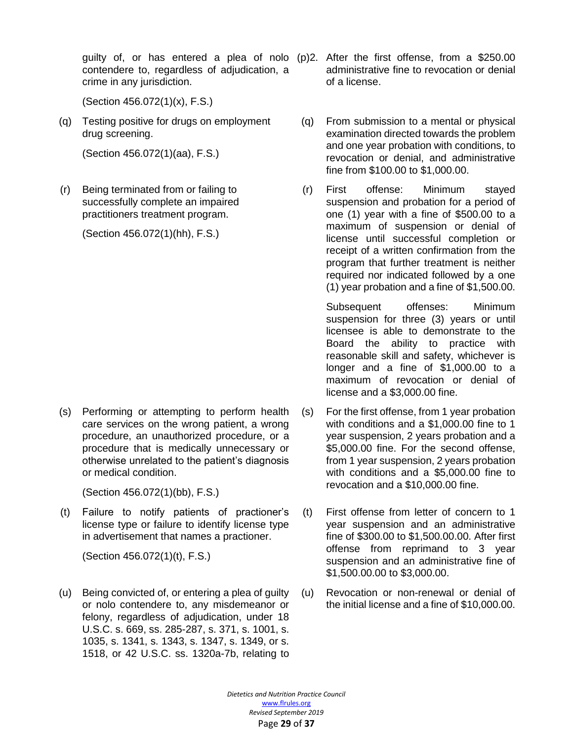| Violation | Penalty |
|---|---|
| guilty of, or has entered a plea of nolo contendere to, regardless of adjudication, a crime in any jurisdiction.<br><br>(Section 456.072(1)(x), F.S.) | (p)2. After the first offense, from a $250.00 administrative fine to revocation or denial of a license. |
| (q) Testing positive for drugs on employment drug screening.<br><br>(Section 456.072(1)(aa), F.S.) | (q) From submission to a mental or physical examination directed towards the problem and one year probation with conditions, to revocation or denial, and administrative fine from $100.00 to $1,000.00. |
| (r) Being terminated from or failing to successfully complete an impaired practitioners treatment program.<br><br>(Section 456.072(1)(hh), F.S.) | (r) First offense: Minimum stayed suspension and probation for a period of one (1) year with a fine of $500.00 to a maximum of suspension or denial of license until successful completion or receipt of a written confirmation from the program that further treatment is neither required nor indicated followed by a one (1) year probation and a fine of $1,500.00.<br><br>Subsequent offenses: Minimum suspension for three (3) years or until licensee is able to demonstrate to the Board the ability to practice with reasonable skill and safety, whichever is longer and a fine of $1,000.00 to a maximum of revocation or denial of license and a $3,000.00 fine. |
| (s) Performing or attempting to perform health care services on the wrong patient, a wrong procedure, an unauthorized procedure, or a procedure that is medically unnecessary or otherwise unrelated to the patient's diagnosis or medical condition.<br><br>(Section 456.072(1)(bb), F.S.) | (s) For the first offense, from 1 year probation with conditions and a $1,000.00 fine to 1 year suspension, 2 years probation and a $5,000.00 fine. For the second offense, from 1 year suspension, 2 years probation with conditions and a $5,000.00 fine to revocation and a $10,000.00 fine. |
| (t) Failure to notify patients of practioner's license type or failure to identify license type in advertisement that names a practioner.<br><br>(Section 456.072(1)(t), F.S.) | (t) First offense from letter of concern to 1 year suspension and an administrative fine of $300.00 to $1,500.00.00. After first offense from reprimand to 3 year suspension and an administrative fine of $1,500.00.00 to $3,000.00. |
| (u) Being convicted of, or entering a plea of guilty or nolo contendere to, any misdemeanor or felony, regardless of adjudication, under 18 U.S.C. s. 669, ss. 285-287, s. 371, s. 1001, s. 1035, s. 1341, s. 1343, s. 1347, s. 1349, or s. 1518, or 42 U.S.C. ss. 1320a-7b, relating to | (u) Revocation or non-renewal or denial of the initial license and a fine of $10,000.00. |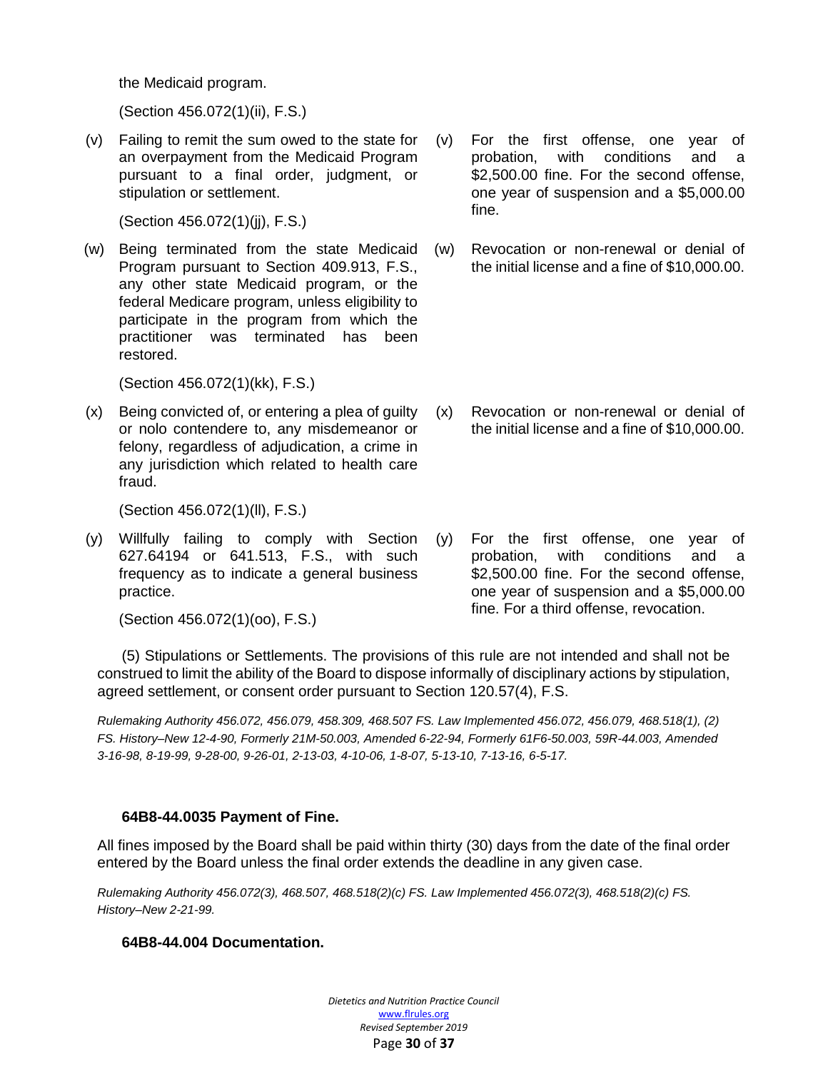| | |
|---|---|
| the Medicaid program.<br><br>(Section 456.072(1)(ii), F.S.) | |
| (v) Failing to remit the sum owed to the state for an overpayment from the Medicaid Program pursuant to a final order, judgment, or stipulation or settlement.<br><br>(Section 456.072(1)(jj), F.S.) | (v) For the first offense, one year of probation, with conditions and a $2,500.00 fine. For the second offense, one year of suspension and a $5,000.00 fine. |
| (w) Being terminated from the state Medicaid Program pursuant to Section 409.913, F.S., any other state Medicaid program, or the federal Medicare program, unless eligibility to participate in the program from which the practitioner was terminated has been restored.<br><br>(Section 456.072(1)(kk), F.S.) | (w) Revocation or non-renewal or denial of the initial license and a fine of $10,000.00. |
| (x) Being convicted of, or entering a plea of guilty or nolo contendere to, any misdemeanor or felony, regardless of adjudication, a crime in any jurisdiction which related to health care fraud.<br><br>(Section 456.072(1)(ll), F.S.) | (x) Revocation or non-renewal or denial of the initial license and a fine of $10,000.00. |
| (y) Willfully failing to comply with Section 627.64194 or 641.513, F.S., with such frequency as to indicate a general business practice.<br><br>(Section 456.072(1)(oo), F.S.) | (y) For the first offense, one year of probation, with conditions and a $2,500.00 fine. For the second offense, one year of suspension and a $5,000.00 fine. For a third offense, revocation. |

(5) Stipulations or Settlements. The provisions of this rule are not intended and shall not be construed to limit the ability of the Board to dispose informally of disciplinary actions by stipulation, agreed settlement, or consent order pursuant to Section 120.57(4), F.S.

*Rulemaking Authority 456.072, 456.079, 458.309, 468.507 FS. Law Implemented 456.072, 456.079, 468.518(1), (2) FS. History–New 12-4-90, Formerly 21M-50.003, Amended 6-22-94, Formerly 61F6-50.003, 59R-44.003, Amended 3-16-98, 8-19-99, 9-28-00, 9-26-01, 2-13-03, 4-10-06, 1-8-07, 5-13-10, 7-13-16, 6-5-17.*

**64B8-44.0035 Payment of Fine.**

All fines imposed by the Board shall be paid within thirty (30) days from the date of the final order entered by the Board unless the final order extends the deadline in any given case.

*Rulemaking Authority 456.072(3), 468.507, 468.518(2)(c) FS. Law Implemented 456.072(3), 468.518(2)(c) FS. History–New 2-21-99.*

**64B8-44.004 Documentation.**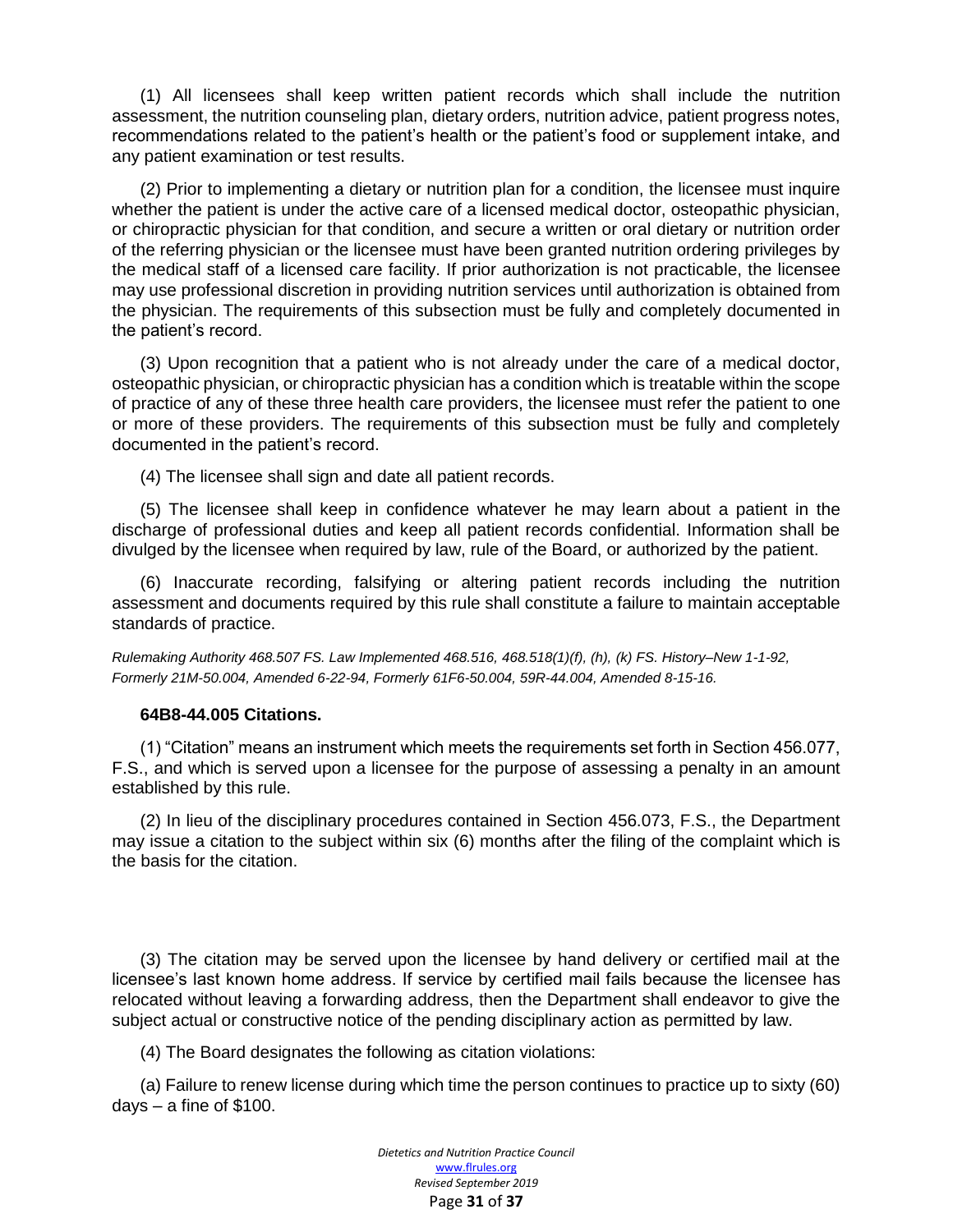(1) All licensees shall keep written patient records which shall include the nutrition assessment, the nutrition counseling plan, dietary orders, nutrition advice, patient progress notes, recommendations related to the patient's health or the patient's food or supplement intake, and any patient examination or test results.

(2) Prior to implementing a dietary or nutrition plan for a condition, the licensee must inquire whether the patient is under the active care of a licensed medical doctor, osteopathic physician, or chiropractic physician for that condition, and secure a written or oral dietary or nutrition order of the referring physician or the licensee must have been granted nutrition ordering privileges by the medical staff of a licensed care facility. If prior authorization is not practicable, the licensee may use professional discretion in providing nutrition services until authorization is obtained from the physician. The requirements of this subsection must be fully and completely documented in the patient's record.

(3) Upon recognition that a patient who is not already under the care of a medical doctor, osteopathic physician, or chiropractic physician has a condition which is treatable within the scope of practice of any of these three health care providers, the licensee must refer the patient to one or more of these providers. The requirements of this subsection must be fully and completely documented in the patient's record.

(4) The licensee shall sign and date all patient records.

(5) The licensee shall keep in confidence whatever he may learn about a patient in the discharge of professional duties and keep all patient records confidential. Information shall be divulged by the licensee when required by law, rule of the Board, or authorized by the patient.

(6) Inaccurate recording, falsifying or altering patient records including the nutrition assessment and documents required by this rule shall constitute a failure to maintain acceptable standards of practice.

*Rulemaking Authority 468.507 FS. Law Implemented 468.516, 468.518(1)(f), (h), (k) FS. History–New 1-1-92, Formerly 21M-50.004, Amended 6-22-94, Formerly 61F6-50.004, 59R-44.004, Amended 8-15-16.*

**64B8-44.005 Citations.**

(1) "Citation" means an instrument which meets the requirements set forth in Section 456.077, F.S., and which is served upon a licensee for the purpose of assessing a penalty in an amount established by this rule.

(2) In lieu of the disciplinary procedures contained in Section 456.073, F.S., the Department may issue a citation to the subject within six (6) months after the filing of the complaint which is the basis for the citation.

(3) The citation may be served upon the licensee by hand delivery or certified mail at the licensee's last known home address. If service by certified mail fails because the licensee has relocated without leaving a forwarding address, then the Department shall endeavor to give the subject actual or constructive notice of the pending disciplinary action as permitted by law.

(4) The Board designates the following as citation violations:

(a) Failure to renew license during which time the person continues to practice up to sixty (60) days – a fine of $100.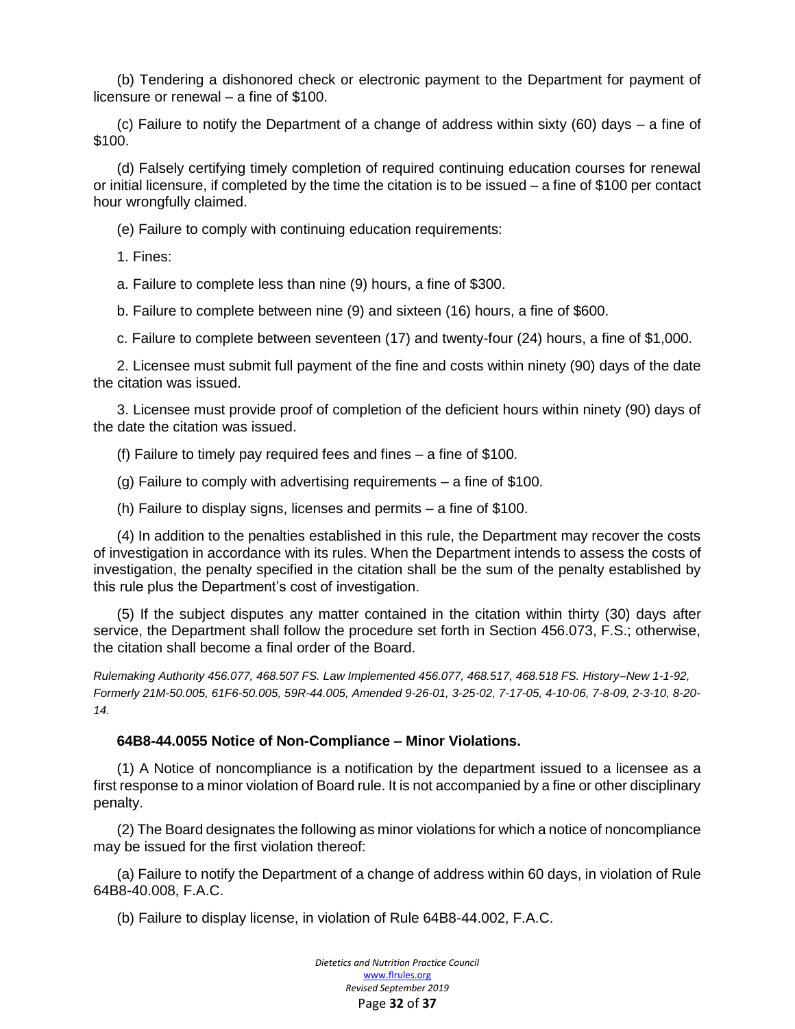(b) Tendering a dishonored check or electronic payment to the Department for payment of licensure or renewal – a fine of $100.

(c) Failure to notify the Department of a change of address within sixty (60) days – a fine of $100.

(d) Falsely certifying timely completion of required continuing education courses for renewal or initial licensure, if completed by the time the citation is to be issued – a fine of $100 per contact hour wrongfully claimed.

(e) Failure to comply with continuing education requirements:

1. Fines:

a. Failure to complete less than nine (9) hours, a fine of $300.

b. Failure to complete between nine (9) and sixteen (16) hours, a fine of $600.

c. Failure to complete between seventeen (17) and twenty-four (24) hours, a fine of $1,000.

2. Licensee must submit full payment of the fine and costs within ninety (90) days of the date the citation was issued.

3. Licensee must provide proof of completion of the deficient hours within ninety (90) days of the date the citation was issued.

(f) Failure to timely pay required fees and fines – a fine of $100.

(g) Failure to comply with advertising requirements – a fine of $100.

(h) Failure to display signs, licenses and permits – a fine of $100.

(4) In addition to the penalties established in this rule, the Department may recover the costs of investigation in accordance with its rules. When the Department intends to assess the costs of investigation, the penalty specified in the citation shall be the sum of the penalty established by this rule plus the Department's cost of investigation.

(5) If the subject disputes any matter contained in the citation within thirty (30) days after service, the Department shall follow the procedure set forth in Section 456.073, F.S.; otherwise, the citation shall become a final order of the Board.

*Rulemaking Authority 456.077, 468.507 FS. Law Implemented 456.077, 468.517, 468.518 FS. History–New 1-1-92, Formerly 21M-50.005, 61F6-50.005, 59R-44.005, Amended 9-26-01, 3-25-02, 7-17-05, 4-10-06, 7-8-09, 2-3-10, 8-20-14.*

**64B8-44.0055 Notice of Non-Compliance – Minor Violations.**

(1) A Notice of noncompliance is a notification by the department issued to a licensee as a first response to a minor violation of Board rule. It is not accompanied by a fine or other disciplinary penalty.

(2) The Board designates the following as minor violations for which a notice of noncompliance may be issued for the first violation thereof:

(a) Failure to notify the Department of a change of address within 60 days, in violation of Rule 64B8-40.008, F.A.C.

(b) Failure to display license, in violation of Rule 64B8-44.002, F.A.C.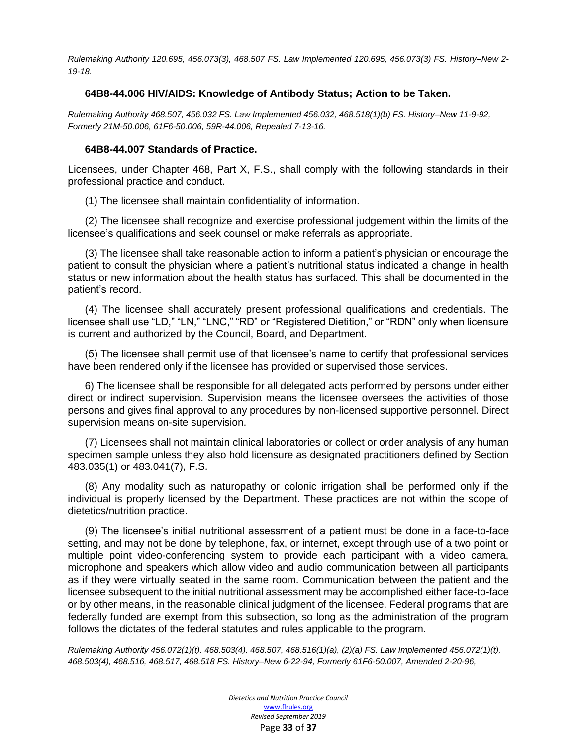*Rulemaking Authority 120.695, 456.073(3), 468.507 FS. Law Implemented 120.695, 456.073(3) FS. History–New 2-19-18.*

### 64B8-44.006 HIV/AIDS: Knowledge of Antibody Status; Action to be Taken.

*Rulemaking Authority 468.507, 456.032 FS. Law Implemented 456.032, 468.518(1)(b) FS. History–New 11-9-92, Formerly 21M-50.006, 61F6-50.006, 59R-44.006, Repealed 7-13-16.*

### 64B8-44.007 Standards of Practice.

Licensees, under Chapter 468, Part X, F.S., shall comply with the following standards in their professional practice and conduct.

(1) The licensee shall maintain confidentiality of information.

(2) The licensee shall recognize and exercise professional judgement within the limits of the licensee's qualifications and seek counsel or make referrals as appropriate.

(3) The licensee shall take reasonable action to inform a patient's physician or encourage the patient to consult the physician where a patient's nutritional status indicated a change in health status or new information about the health status has surfaced. This shall be documented in the patient's record.

(4) The licensee shall accurately present professional qualifications and credentials. The licensee shall use "LD," "LN," "LNC," "RD" or "Registered Dietition," or "RDN" only when licensure is current and authorized by the Council, Board, and Department.

(5) The licensee shall permit use of that licensee's name to certify that professional services have been rendered only if the licensee has provided or supervised those services.

6) The licensee shall be responsible for all delegated acts performed by persons under either direct or indirect supervision. Supervision means the licensee oversees the activities of those persons and gives final approval to any procedures by non-licensed supportive personnel. Direct supervision means on-site supervision.

(7) Licensees shall not maintain clinical laboratories or collect or order analysis of any human specimen sample unless they also hold licensure as designated practitioners defined by Section 483.035(1) or 483.041(7), F.S.

(8) Any modality such as naturopathy or colonic irrigation shall be performed only if the individual is properly licensed by the Department. These practices are not within the scope of dietetics/nutrition practice.

(9) The licensee's initial nutritional assessment of a patient must be done in a face-to-face setting, and may not be done by telephone, fax, or internet, except through use of a two point or multiple point video-conferencing system to provide each participant with a video camera, microphone and speakers which allow video and audio communication between all participants as if they were virtually seated in the same room. Communication between the patient and the licensee subsequent to the initial nutritional assessment may be accomplished either face-to-face or by other means, in the reasonable clinical judgment of the licensee. Federal programs that are federally funded are exempt from this subsection, so long as the administration of the program follows the dictates of the federal statutes and rules applicable to the program.

*Rulemaking Authority 456.072(1)(t), 468.503(4), 468.507, 468.516(1)(a), (2)(a) FS. Law Implemented 456.072(1)(t), 468.503(4), 468.516, 468.517, 468.518 FS. History–New 6-22-94, Formerly 61F6-50.007, Amended 2-20-96,*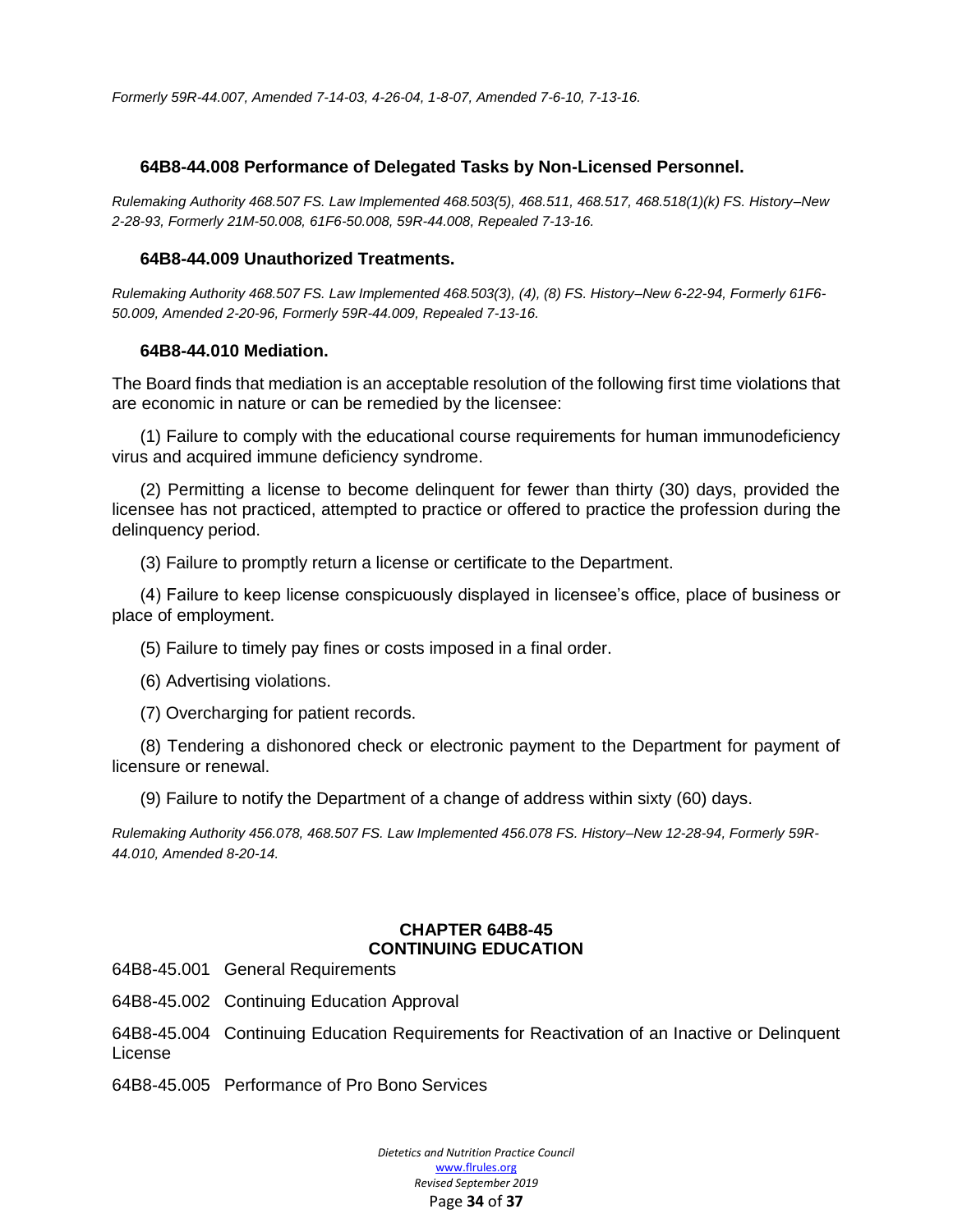*Formerly 59R-44.007, Amended 7-14-03, 4-26-04, 1-8-07, Amended 7-6-10, 7-13-16.*

### 64B8-44.008 Performance of Delegated Tasks by Non-Licensed Personnel.

*Rulemaking Authority 468.507 FS. Law Implemented 468.503(5), 468.511, 468.517, 468.518(1)(k) FS. History–New 2-28-93, Formerly 21M-50.008, 61F6-50.008, 59R-44.008, Repealed 7-13-16.*

### 64B8-44.009 Unauthorized Treatments.

*Rulemaking Authority 468.507 FS. Law Implemented 468.503(3), (4), (8) FS. History–New 6-22-94, Formerly 61F6-50.009, Amended 2-20-96, Formerly 59R-44.009, Repealed 7-13-16.*

### 64B8-44.010 Mediation.

The Board finds that mediation is an acceptable resolution of the following first time violations that are economic in nature or can be remedied by the licensee:

(1) Failure to comply with the educational course requirements for human immunodeficiency virus and acquired immune deficiency syndrome.

(2) Permitting a license to become delinquent for fewer than thirty (30) days, provided the licensee has not practiced, attempted to practice or offered to practice the profession during the delinquency period.

(3) Failure to promptly return a license or certificate to the Department.

(4) Failure to keep license conspicuously displayed in licensee's office, place of business or place of employment.

(5) Failure to timely pay fines or costs imposed in a final order.

(6) Advertising violations.

(7) Overcharging for patient records.

(8) Tendering a dishonored check or electronic payment to the Department for payment of licensure or renewal.

(9) Failure to notify the Department of a change of address within sixty (60) days.

*Rulemaking Authority 456.078, 468.507 FS. Law Implemented 456.078 FS. History–New 12-28-94, Formerly 59R-44.010, Amended 8-20-14.*

## CHAPTER 64B8-45
## CONTINUING EDUCATION

64B8-45.001 General Requirements

64B8-45.002 Continuing Education Approval

64B8-45.004 Continuing Education Requirements for Reactivation of an Inactive or Delinquent License

64B8-45.005 Performance of Pro Bono Services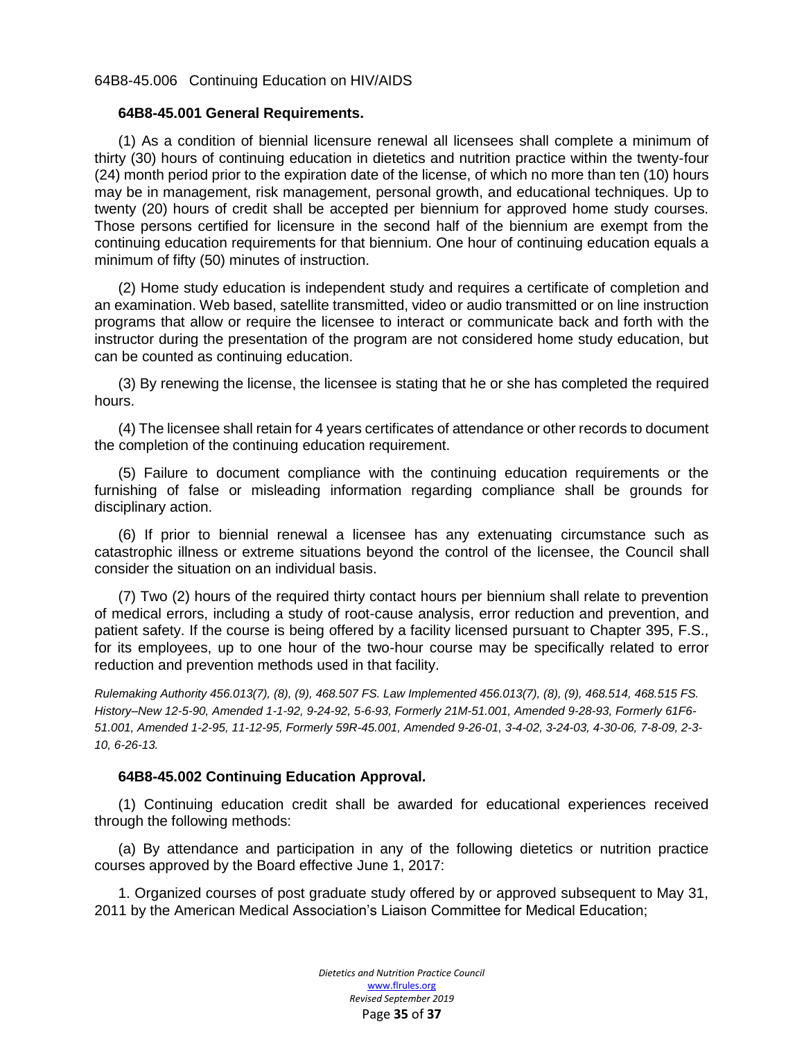64B8-45.006 Continuing Education on HIV/AIDS

**64B8-45.001 General Requirements.**

(1) As a condition of biennial licensure renewal all licensees shall complete a minimum of thirty (30) hours of continuing education in dietetics and nutrition practice within the twenty-four (24) month period prior to the expiration date of the license, of which no more than ten (10) hours may be in management, risk management, personal growth, and educational techniques. Up to twenty (20) hours of credit shall be accepted per biennium for approved home study courses. Those persons certified for licensure in the second half of the biennium are exempt from the continuing education requirements for that biennium. One hour of continuing education equals a minimum of fifty (50) minutes of instruction.

(2) Home study education is independent study and requires a certificate of completion and an examination. Web based, satellite transmitted, video or audio transmitted or on line instruction programs that allow or require the licensee to interact or communicate back and forth with the instructor during the presentation of the program are not considered home study education, but can be counted as continuing education.

(3) By renewing the license, the licensee is stating that he or she has completed the required hours.

(4) The licensee shall retain for 4 years certificates of attendance or other records to document the completion of the continuing education requirement.

(5) Failure to document compliance with the continuing education requirements or the furnishing of false or misleading information regarding compliance shall be grounds for disciplinary action.

(6) If prior to biennial renewal a licensee has any extenuating circumstance such as catastrophic illness or extreme situations beyond the control of the licensee, the Council shall consider the situation on an individual basis.

(7) Two (2) hours of the required thirty contact hours per biennium shall relate to prevention of medical errors, including a study of root-cause analysis, error reduction and prevention, and patient safety. If the course is being offered by a facility licensed pursuant to Chapter 395, F.S., for its employees, up to one hour of the two-hour course may be specifically related to error reduction and prevention methods used in that facility.

*Rulemaking Authority 456.013(7), (8), (9), 468.507 FS. Law Implemented 456.013(7), (8), (9), 468.514, 468.515 FS. History–New 12-5-90, Amended 1-1-92, 9-24-92, 5-6-93, Formerly 21M-51.001, Amended 9-28-93, Formerly 61F6-51.001, Amended 1-2-95, 11-12-95, Formerly 59R-45.001, Amended 9-26-01, 3-4-02, 3-24-03, 4-30-06, 7-8-09, 2-3-10, 6-26-13.*

**64B8-45.002 Continuing Education Approval.**

(1) Continuing education credit shall be awarded for educational experiences received through the following methods:

(a) By attendance and participation in any of the following dietetics or nutrition practice courses approved by the Board effective June 1, 2017:

1. Organized courses of post graduate study offered by or approved subsequent to May 31, 2011 by the American Medical Association's Liaison Committee for Medical Education;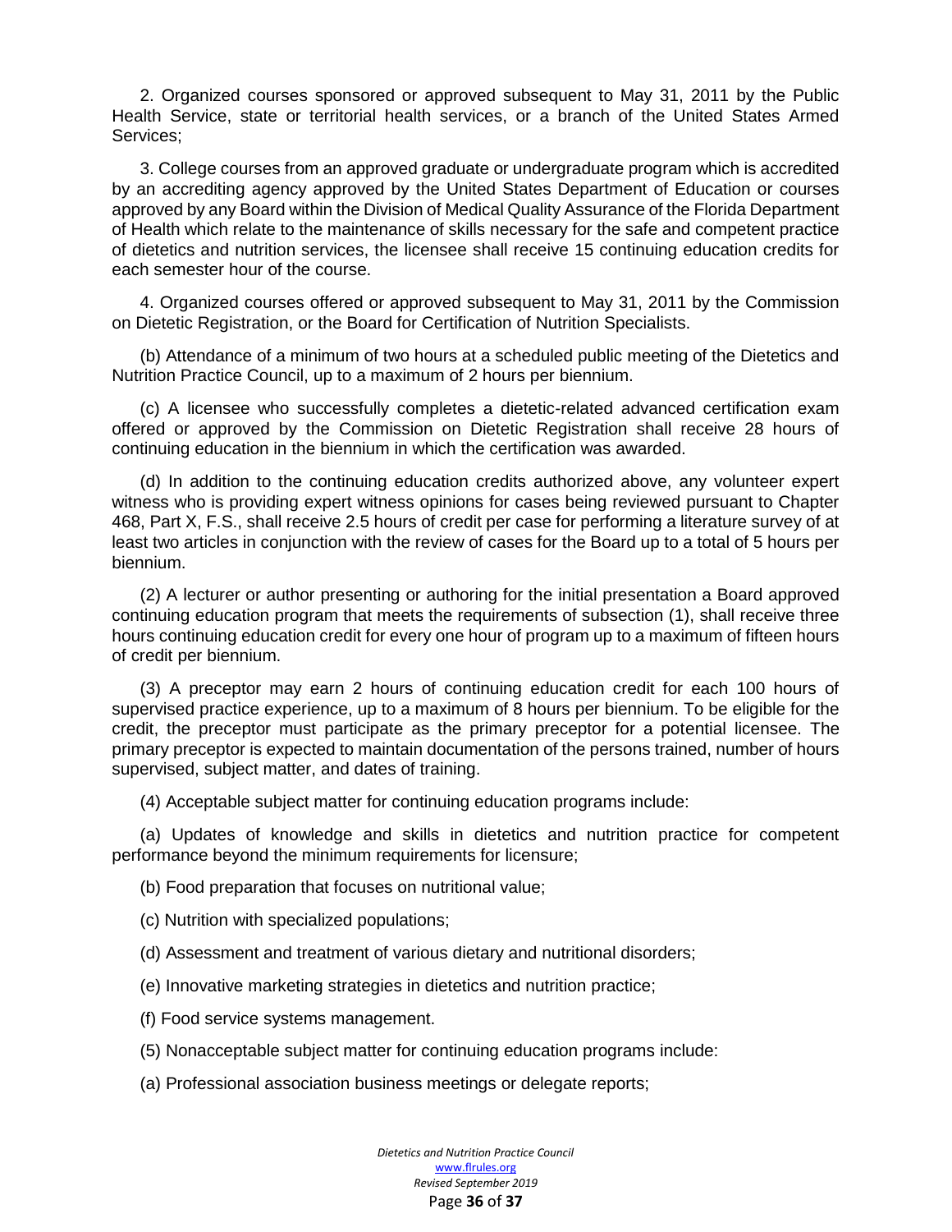2. Organized courses sponsored or approved subsequent to May 31, 2011 by the Public Health Service, state or territorial health services, or a branch of the United States Armed Services;

3. College courses from an approved graduate or undergraduate program which is accredited by an accrediting agency approved by the United States Department of Education or courses approved by any Board within the Division of Medical Quality Assurance of the Florida Department of Health which relate to the maintenance of skills necessary for the safe and competent practice of dietetics and nutrition services, the licensee shall receive 15 continuing education credits for each semester hour of the course.

4. Organized courses offered or approved subsequent to May 31, 2011 by the Commission on Dietetic Registration, or the Board for Certification of Nutrition Specialists.

(b) Attendance of a minimum of two hours at a scheduled public meeting of the Dietetics and Nutrition Practice Council, up to a maximum of 2 hours per biennium.

(c) A licensee who successfully completes a dietetic-related advanced certification exam offered or approved by the Commission on Dietetic Registration shall receive 28 hours of continuing education in the biennium in which the certification was awarded.

(d) In addition to the continuing education credits authorized above, any volunteer expert witness who is providing expert witness opinions for cases being reviewed pursuant to Chapter 468, Part X, F.S., shall receive 2.5 hours of credit per case for performing a literature survey of at least two articles in conjunction with the review of cases for the Board up to a total of 5 hours per biennium.

(2) A lecturer or author presenting or authoring for the initial presentation a Board approved continuing education program that meets the requirements of subsection (1), shall receive three hours continuing education credit for every one hour of program up to a maximum of fifteen hours of credit per biennium.

(3) A preceptor may earn 2 hours of continuing education credit for each 100 hours of supervised practice experience, up to a maximum of 8 hours per biennium. To be eligible for the credit, the preceptor must participate as the primary preceptor for a potential licensee. The primary preceptor is expected to maintain documentation of the persons trained, number of hours supervised, subject matter, and dates of training.

(4) Acceptable subject matter for continuing education programs include:

(a) Updates of knowledge and skills in dietetics and nutrition practice for competent performance beyond the minimum requirements for licensure;

(b) Food preparation that focuses on nutritional value;

(c) Nutrition with specialized populations;

(d) Assessment and treatment of various dietary and nutritional disorders;

(e) Innovative marketing strategies in dietetics and nutrition practice;

(f) Food service systems management.

(5) Nonacceptable subject matter for continuing education programs include:

(a) Professional association business meetings or delegate reports;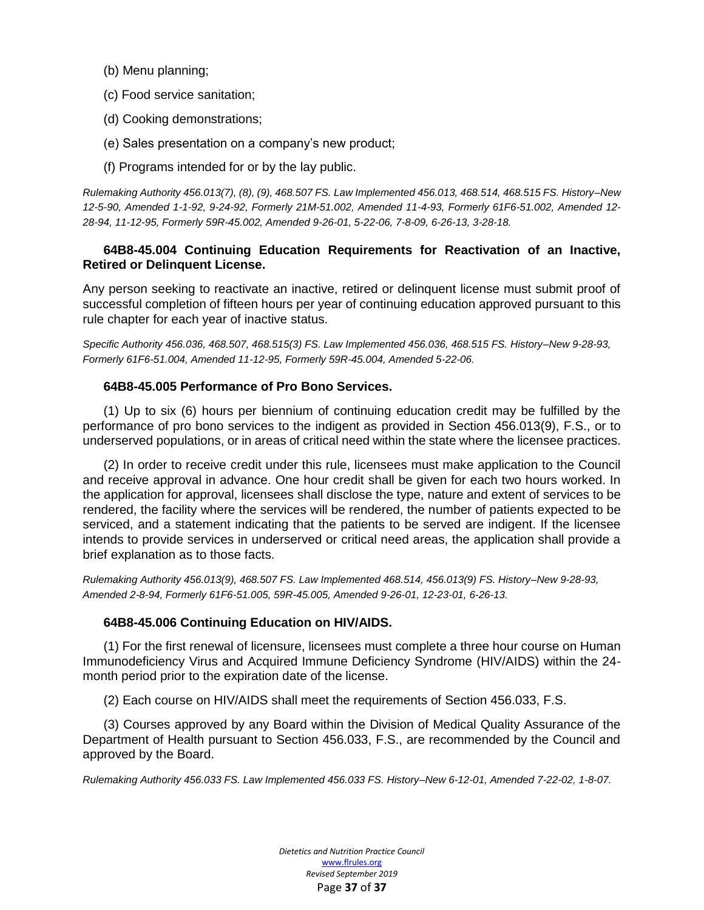(b) Menu planning;

(c) Food service sanitation;

(d) Cooking demonstrations;

(e) Sales presentation on a company's new product;

(f) Programs intended for or by the lay public.

*Rulemaking Authority 456.013(7), (8), (9), 468.507 FS. Law Implemented 456.013, 468.514, 468.515 FS. History–New 12-5-90, Amended 1-1-92, 9-24-92, Formerly 21M-51.002, Amended 11-4-93, Formerly 61F6-51.002, Amended 12-28-94, 11-12-95, Formerly 59R-45.002, Amended 9-26-01, 5-22-06, 7-8-09, 6-26-13, 3-28-18.*

**64B8-45.004 Continuing Education Requirements for Reactivation of an Inactive, Retired or Delinquent License.**

Any person seeking to reactivate an inactive, retired or delinquent license must submit proof of successful completion of fifteen hours per year of continuing education approved pursuant to this rule chapter for each year of inactive status.

*Specific Authority 456.036, 468.507, 468.515(3) FS. Law Implemented 456.036, 468.515 FS. History–New 9-28-93, Formerly 61F6-51.004, Amended 11-12-95, Formerly 59R-45.004, Amended 5-22-06.*

**64B8-45.005 Performance of Pro Bono Services.**

(1) Up to six (6) hours per biennium of continuing education credit may be fulfilled by the performance of pro bono services to the indigent as provided in Section 456.013(9), F.S., or to underserved populations, or in areas of critical need within the state where the licensee practices.

(2) In order to receive credit under this rule, licensees must make application to the Council and receive approval in advance. One hour credit shall be given for each two hours worked. In the application for approval, licensees shall disclose the type, nature and extent of services to be rendered, the facility where the services will be rendered, the number of patients expected to be serviced, and a statement indicating that the patients to be served are indigent. If the licensee intends to provide services in underserved or critical need areas, the application shall provide a brief explanation as to those facts.

*Rulemaking Authority 456.013(9), 468.507 FS. Law Implemented 468.514, 456.013(9) FS. History–New 9-28-93, Amended 2-8-94, Formerly 61F6-51.005, 59R-45.005, Amended 9-26-01, 12-23-01, 6-26-13.*

**64B8-45.006 Continuing Education on HIV/AIDS.**

(1) For the first renewal of licensure, licensees must complete a three hour course on Human Immunodeficiency Virus and Acquired Immune Deficiency Syndrome (HIV/AIDS) within the 24-month period prior to the expiration date of the license.

(2) Each course on HIV/AIDS shall meet the requirements of Section 456.033, F.S.

(3) Courses approved by any Board within the Division of Medical Quality Assurance of the Department of Health pursuant to Section 456.033, F.S., are recommended by the Council and approved by the Board.

*Rulemaking Authority 456.033 FS. Law Implemented 456.033 FS. History–New 6-12-01, Amended 7-22-02, 1-8-07.*